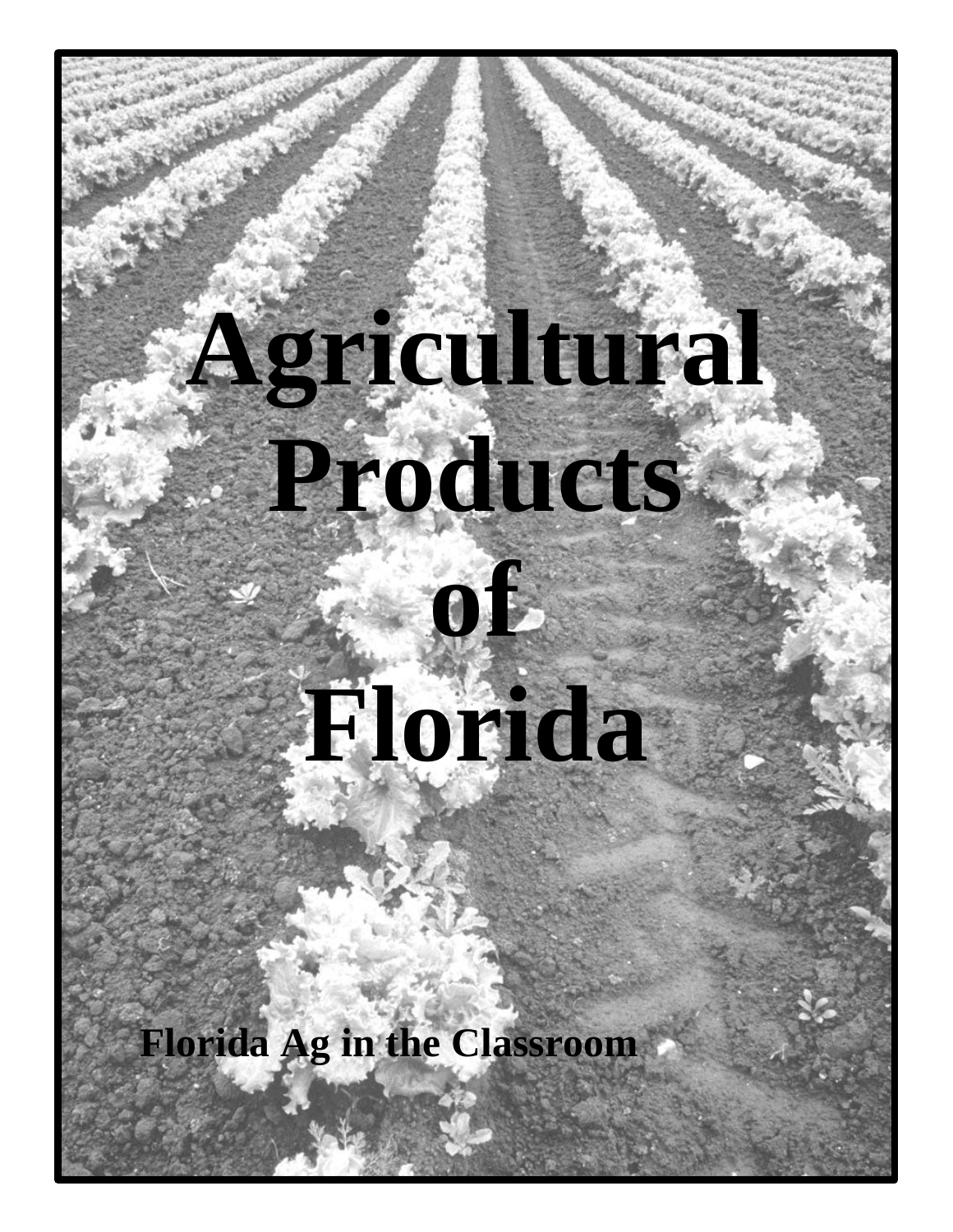# Agricultural Products of Florida

**Florida Ag in the Classroom**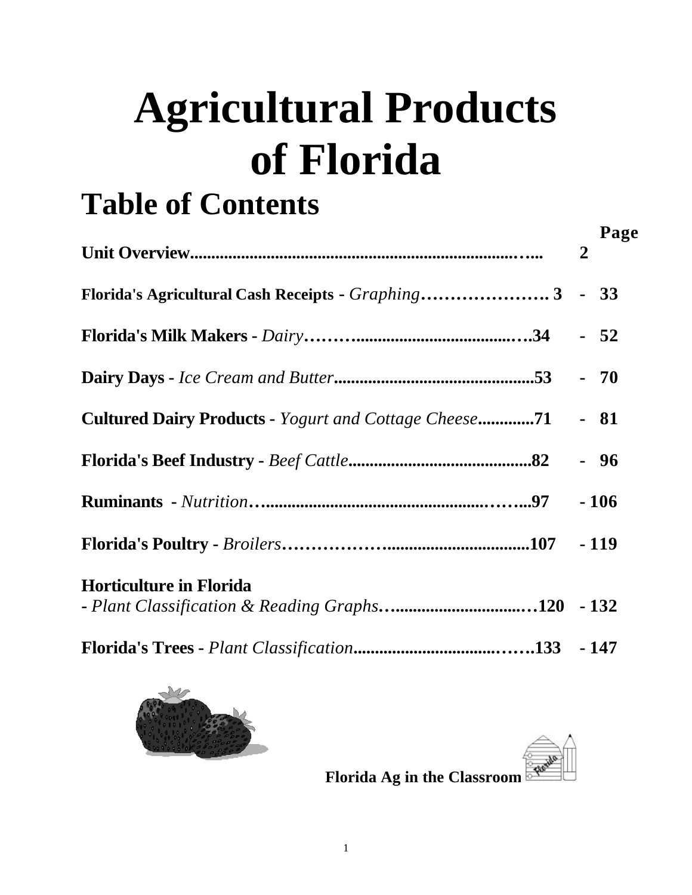# Agricultural Products of Florida

## Table of Contents

| | Page |
|---|---|
| **Unit Overview** | 2 |
| **Florida's Agricultural Cash Receipts** - *Graphing* | 3 - 33 |
| **Florida's Milk Makers** - *Dairy* | 34 - 52 |
| **Dairy Days** - *Ice Cream and Butter* | 53 - 70 |
| **Cultured Dairy Products** - *Yogurt and Cottage Cheese* | 71 - 81 |
| **Florida's Beef Industry** - *Beef Cattle* | 82 - 96 |
| **Ruminants** - *Nutrition* | 97 - 106 |
| **Florida's Poultry** - *Broilers* | 107 - 119 |
| **Horticulture in Florida** - *Plant Classification & Reading Graphs* | 120 - 132 |
| **Florida's Trees** - *Plant Classification* | 133 - 147 |

**Florida Ag in the Classroom**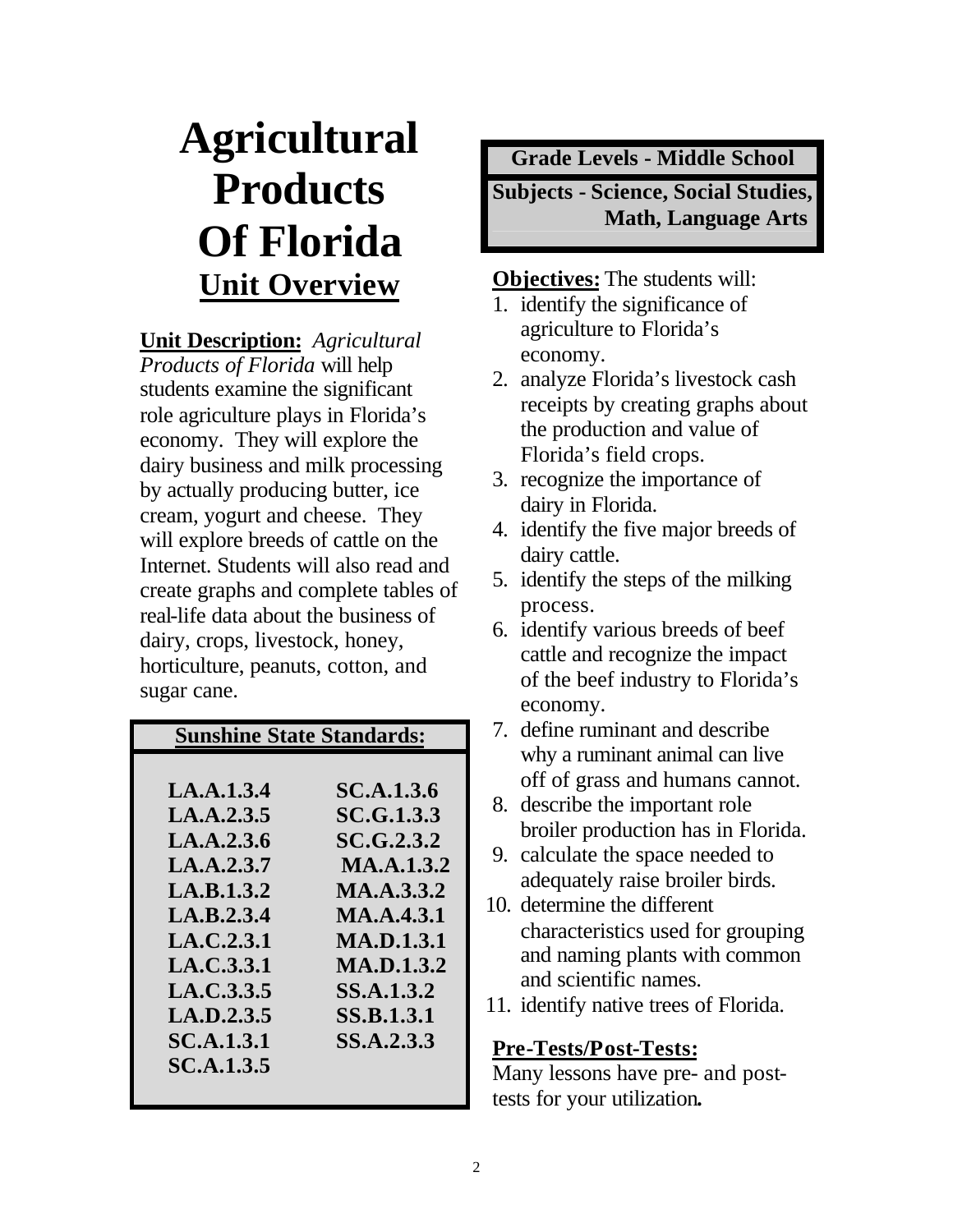# Agricultural Products Of Florida

## Unit Overview

**Unit Description:** *Agricultural Products of Florida* will help students examine the significant role agriculture plays in Florida's economy. They will explore the dairy business and milk processing by actually producing butter, ice cream, yogurt and cheese. They will explore breeds of cattle on the Internet. Students will also read and create graphs and complete tables of real-life data about the business of dairy, crops, livestock, honey, horticulture, peanuts, cotton, and sugar cane.

| **Sunshine State Standards:** | |
|---|---|
| **LA.A.1.3.4** | **SC.A.1.3.6** |
| **LA.A.2.3.5** | **SC.G.1.3.3** |
| **LA.A.2.3.6** | **SC.G.2.3.2** |
| **LA.A.2.3.7** | **MA.A.1.3.2** |
| **LA.B.1.3.2** | **MA.A.3.3.2** |
| **LA.B.2.3.4** | **MA.A.4.3.1** |
| **LA.C.2.3.1** | **MA.D.1.3.1** |
| **LA.C.3.3.1** | **MA.D.1.3.2** |
| **LA.C.3.3.5** | **SS.A.1.3.2** |
| **LA.D.2.3.5** | **SS.B.1.3.1** |
| **SC.A.1.3.1** | **SS.A.2.3.3** |
| **SC.A.1.3.5** | |

**Grade Levels - Middle School**

**Subjects - Science, Social Studies, Math, Language Arts**

**Objectives:** The students will:

1. identify the significance of agriculture to Florida's economy.
2. analyze Florida's livestock cash receipts by creating graphs about the production and value of Florida's field crops.
3. recognize the importance of dairy in Florida.
4. identify the five major breeds of dairy cattle.
5. identify the steps of the milking process.
6. identify various breeds of beef cattle and recognize the impact of the beef industry to Florida's economy.
7. define ruminant and describe why a ruminant animal can live off of grass and humans cannot.
8. describe the important role broiler production has in Florida.
9. calculate the space needed to adequately raise broiler birds.
10. determine the different characteristics used for grouping and naming plants with common and scientific names.
11. identify native trees of Florida.

**Pre-Tests/Post-Tests:**

Many lessons have pre- and post-tests for your utilization.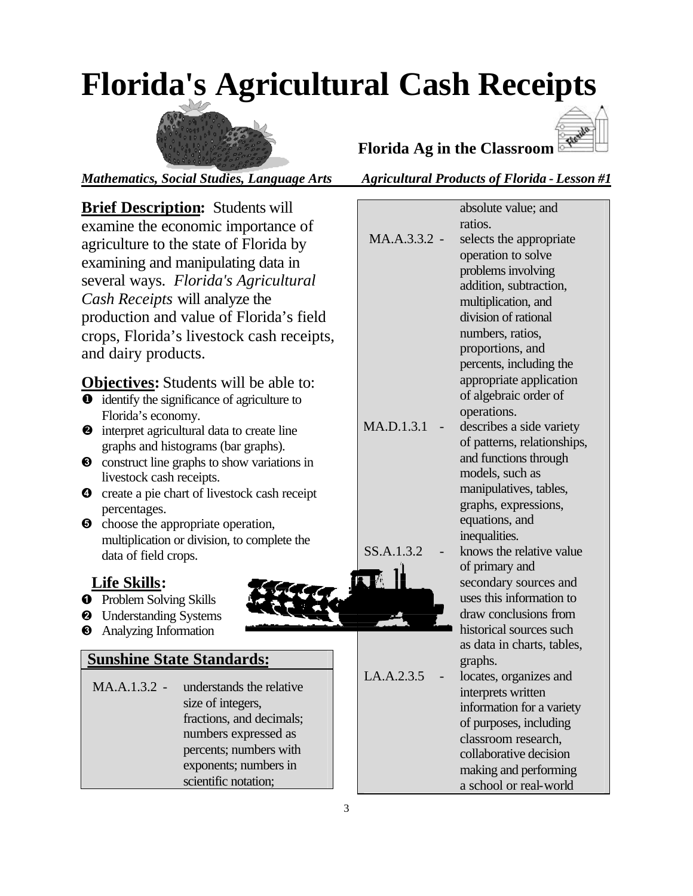# Florida's Agricultural Cash Receipts

**Florida Ag in the Classroom**

***Mathematics, Social Studies, Language Arts*** ***Agricultural Products of Florida - Lesson #1***

**Brief Description:** Students will examine the economic importance of agriculture to the state of Florida by examining and manipulating data in several ways. *Florida's Agricultural Cash Receipts* will analyze the production and value of Florida's field crops, Florida's livestock cash receipts, and dairy products.

**Objectives:** Students will be able to:

1. identify the significance of agriculture to Florida's economy.
2. interpret agricultural data to create line graphs and histograms (bar graphs).
3. construct line graphs to show variations in livestock cash receipts.
4. create a pie chart of livestock cash receipt percentages.
5. choose the appropriate operation, multiplication or division, to complete the data of field crops.

**Life Skills:**

1. Problem Solving Skills
2. Understanding Systems
3. Analyzing Information

**Sunshine State Standards:**

MA.A.1.3.2 - understands the relative size of integers, fractions, and decimals; numbers expressed as percents; numbers with exponents; numbers in scientific notation; absolute value; and ratios.

MA.A.3.3.2 - selects the appropriate operation to solve problems involving addition, subtraction, multiplication, and division of rational numbers, ratios, proportions, and percents, including the appropriate application of algebraic order of operations.

MA.D.1.3.1 - describes a side variety of patterns, relationships, and functions through models, such as manipulatives, tables, graphs, expressions, equations, and inequalities.

SS.A.1.3.2 - knows the relative value of primary and secondary sources and uses this information to draw conclusions from historical sources such as data in charts, tables, graphs.

LA.A.2.3.5 - locates, organizes and interprets written information for a variety of purposes, including classroom research, collaborative decision making and performing a school or real-world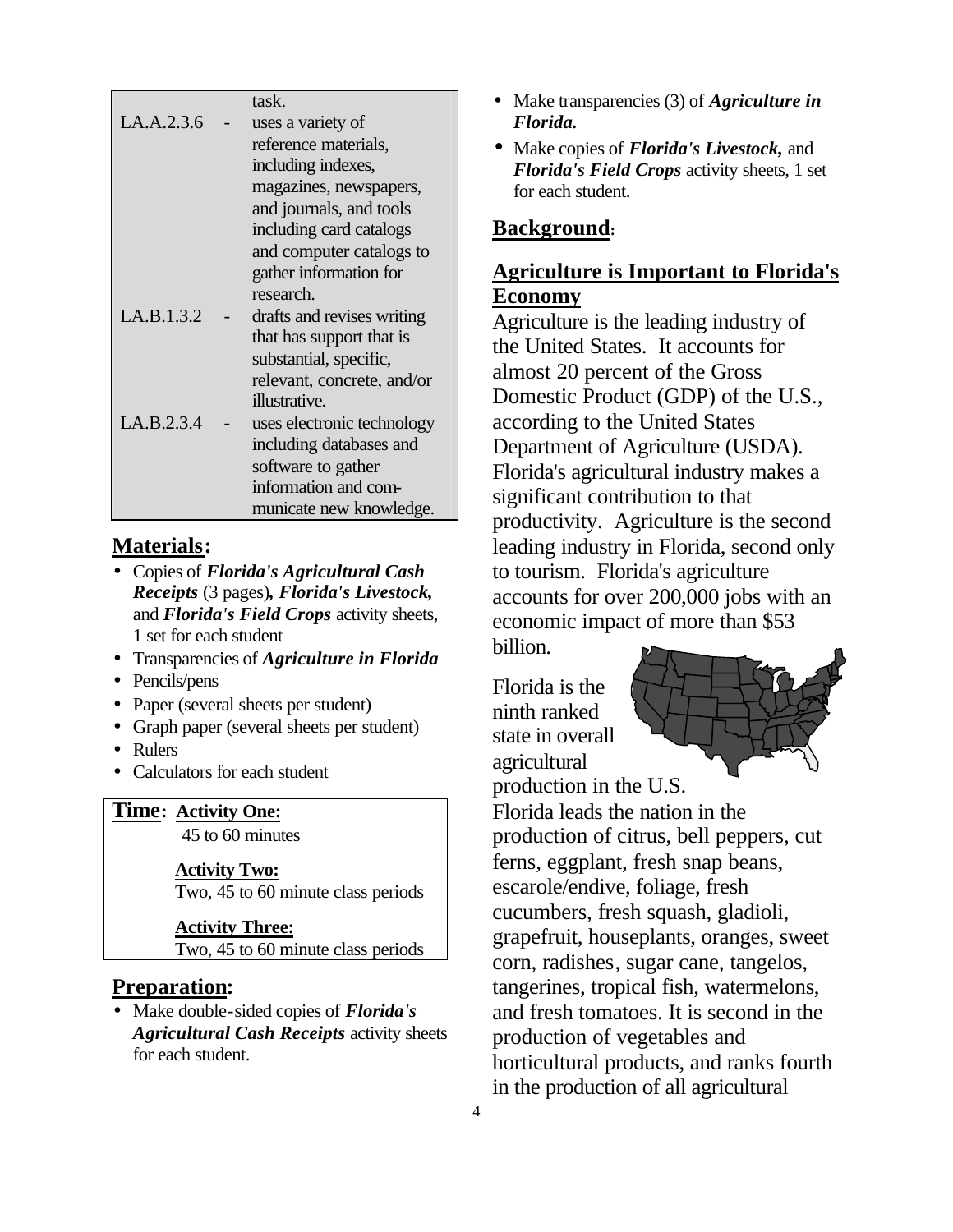| | | |
|---|---|---|
| | | task. |
| LA.A.2.3.6 | - | uses a variety of reference materials, including indexes, magazines, newspapers, and journals, and tools including card catalogs and computer catalogs to gather information for research. |
| LA.B.1.3.2 | - | drafts and revises writing that has support that is substantial, specific, relevant, concrete, and/or illustrative. |
| LA.B.2.3.4 | - | uses electronic technology including databases and software to gather information and communicate new knowledge. |

## Materials:

- Copies of ***Florida's Agricultural Cash Receipts*** (3 pages)***, Florida's Livestock,*** and ***Florida's Field Crops*** activity sheets, 1 set for each student
- Transparencies of ***Agriculture in Florida***
- Pencils/pens
- Paper (several sheets per student)
- Graph paper (several sheets per student)
- Rulers
- Calculators for each student

**Time:** **Activity One:**
45 to 60 minutes

**Activity Two:**
Two, 45 to 60 minute class periods

**Activity Three:**
Two, 45 to 60 minute class periods

## Preparation:

- Make double-sided copies of ***Florida's Agricultural Cash Receipts*** activity sheets for each student.
- Make transparencies (3) of ***Agriculture in Florida.***
- Make copies of ***Florida's Livestock,*** and ***Florida's Field Crops*** activity sheets, 1 set for each student.

## Background:

## Agriculture is Important to Florida's Economy

Agriculture is the leading industry of the United States. It accounts for almost 20 percent of the Gross Domestic Product (GDP) of the U.S., according to the United States Department of Agriculture (USDA). Florida's agricultural industry makes a significant contribution to that productivity. Agriculture is the second leading industry in Florida, second only to tourism. Florida's agriculture accounts for over 200,000 jobs with an economic impact of more than $53 billion.

Florida is the ninth ranked state in overall agricultural production in the U.S. Florida leads the nation in the production of citrus, bell peppers, cut ferns, eggplant, fresh snap beans, escarole/endive, foliage, fresh cucumbers, fresh squash, gladioli, grapefruit, houseplants, oranges, sweet corn, radishes, sugar cane, tangelos, tangerines, tropical fish, watermelons, and fresh tomatoes. It is second in the production of vegetables and horticultural products, and ranks fourth in the production of all agricultural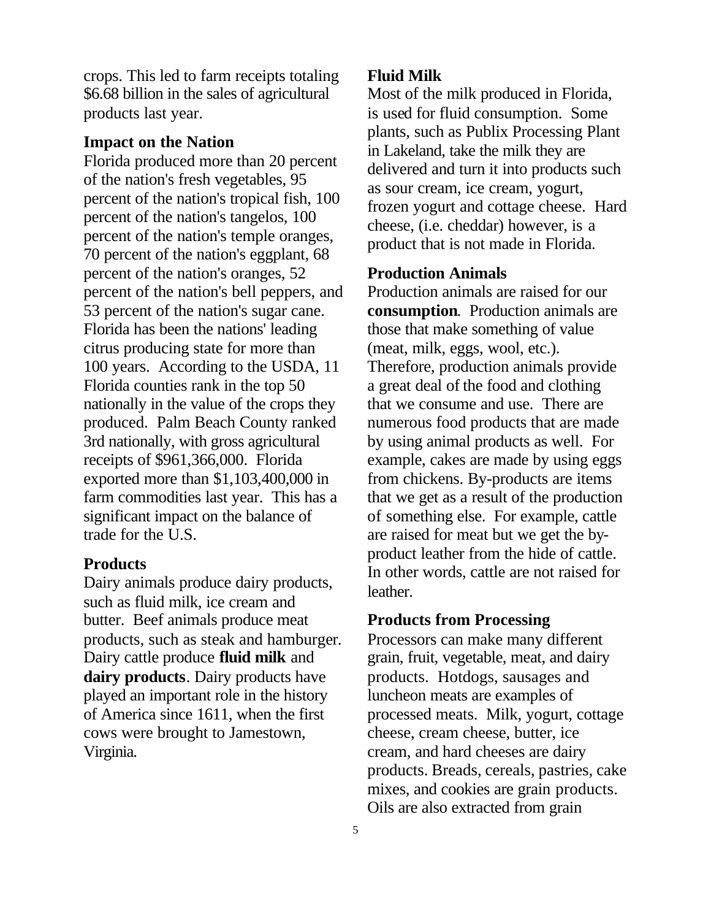crops. This led to farm receipts totaling $6.68 billion in the sales of agricultural products last year.

### Impact on the Nation

Florida produced more than 20 percent of the nation's fresh vegetables, 95 percent of the nation's tropical fish, 100 percent of the nation's tangelos, 100 percent of the nation's temple oranges, 70 percent of the nation's eggplant, 68 percent of the nation's oranges, 52 percent of the nation's bell peppers, and 53 percent of the nation's sugar cane. Florida has been the nations' leading citrus producing state for more than 100 years. According to the USDA, 11 Florida counties rank in the top 50 nationally in the value of the crops they produced. Palm Beach County ranked 3rd nationally, with gross agricultural receipts of $961,366,000. Florida exported more than $1,103,400,000 in farm commodities last year. This has a significant impact on the balance of trade for the U.S.

### Products

Dairy animals produce dairy products, such as fluid milk, ice cream and butter. Beef animals produce meat products, such as steak and hamburger. Dairy cattle produce **fluid milk** and **dairy products**. Dairy products have played an important role in the history of America since 1611, when the first cows were brought to Jamestown, Virginia.

### Fluid Milk

Most of the milk produced in Florida, is used for fluid consumption. Some plants, such as Publix Processing Plant in Lakeland, take the milk they are delivered and turn it into products such as sour cream, ice cream, yogurt, frozen yogurt and cottage cheese. Hard cheese, (i.e. cheddar) however, is a product that is not made in Florida.

### Production Animals

Production animals are raised for our **consumption**. Production animals are those that make something of value (meat, milk, eggs, wool, etc.). Therefore, production animals provide a great deal of the food and clothing that we consume and use. There are numerous food products that are made by using animal products as well. For example, cakes are made by using eggs from chickens. By-products are items that we get as a result of the production of something else. For example, cattle are raised for meat but we get the by-product leather from the hide of cattle. In other words, cattle are not raised for leather.

### Products from Processing

Processors can make many different grain, fruit, vegetable, meat, and dairy products. Hotdogs, sausages and luncheon meats are examples of processed meats. Milk, yogurt, cottage cheese, cream cheese, butter, ice cream, and hard cheeses are dairy products. Breads, cereals, pastries, cake mixes, and cookies are grain products. Oils are also extracted from grain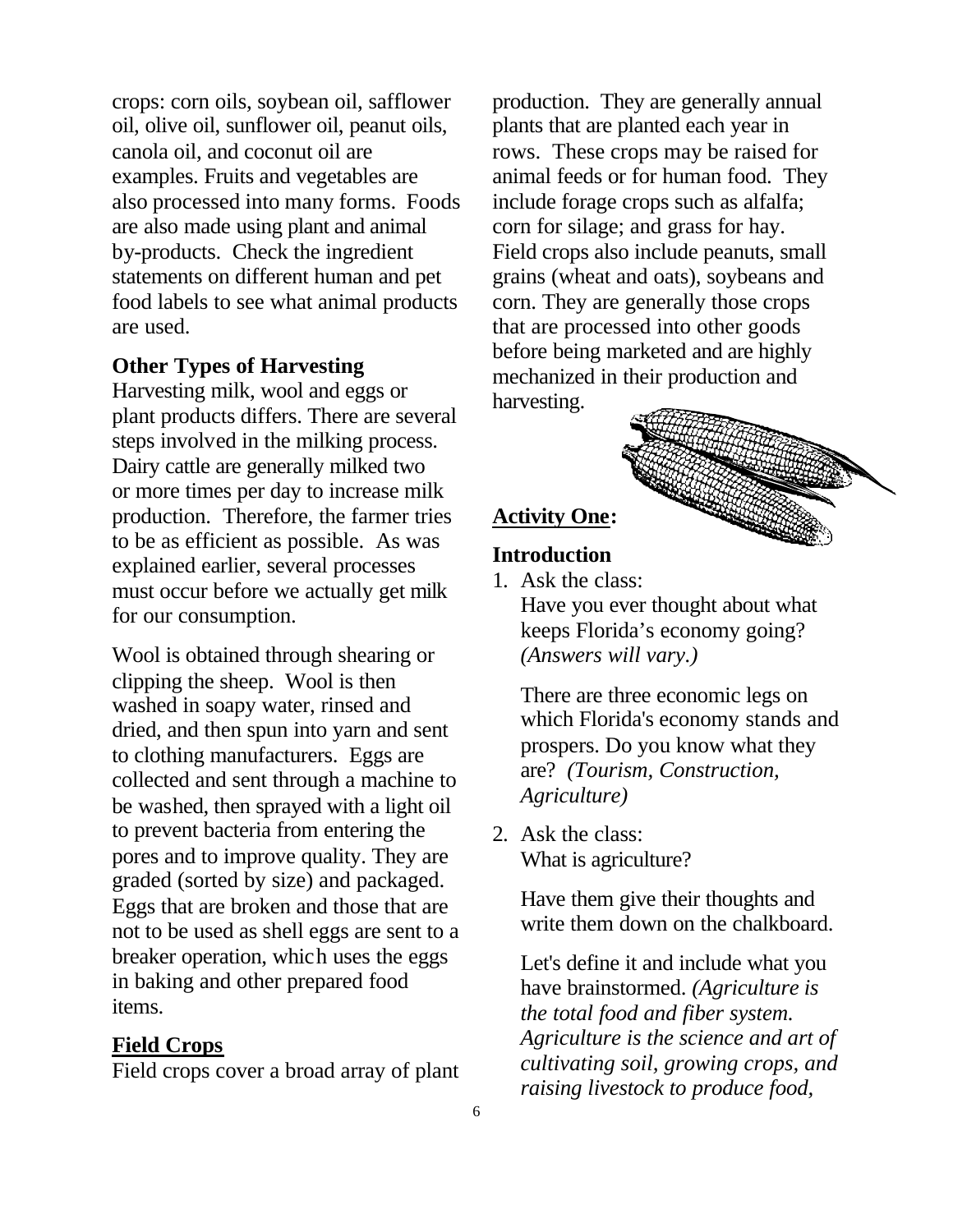crops: corn oils, soybean oil, safflower oil, olive oil, sunflower oil, peanut oils, canola oil, and coconut oil are examples. Fruits and vegetables are also processed into many forms. Foods are also made using plant and animal by-products. Check the ingredient statements on different human and pet food labels to see what animal products are used.

**Other Types of Harvesting**

Harvesting milk, wool and eggs or plant products differs. There are several steps involved in the milking process. Dairy cattle are generally milked two or more times per day to increase milk production. Therefore, the farmer tries to be as efficient as possible. As was explained earlier, several processes must occur before we actually get milk for our consumption.

Wool is obtained through shearing or clipping the sheep. Wool is then washed in soapy water, rinsed and dried, and then spun into yarn and sent to clothing manufacturers. Eggs are collected and sent through a machine to be washed, then sprayed with a light oil to prevent bacteria from entering the pores and to improve quality. They are graded (sorted by size) and packaged. Eggs that are broken and those that are not to be used as shell eggs are sent to a breaker operation, which uses the eggs in baking and other prepared food items.

**Field Crops**

Field crops cover a broad array of plant production. They are generally annual plants that are planted each year in rows. These crops may be raised for animal feeds or for human food. They include forage crops such as alfalfa; corn for silage; and grass for hay. Field crops also include peanuts, small grains (wheat and oats), soybeans and corn. They are generally those crops that are processed into other goods before being marketed and are highly mechanized in their production and harvesting.

**Activity One:**

**Introduction**

1. Ask the class:
   Have you ever thought about what keeps Florida's economy going? *(Answers will vary.)*

   There are three economic legs on which Florida's economy stands and prospers. Do you know what they are? *(Tourism, Construction, Agriculture)*

2. Ask the class:
   What is agriculture?

   Have them give their thoughts and write them down on the chalkboard.

   Let's define it and include what you have brainstormed. *(Agriculture is the total food and fiber system. Agriculture is the science and art of cultivating soil, growing crops, and raising livestock to produce food,*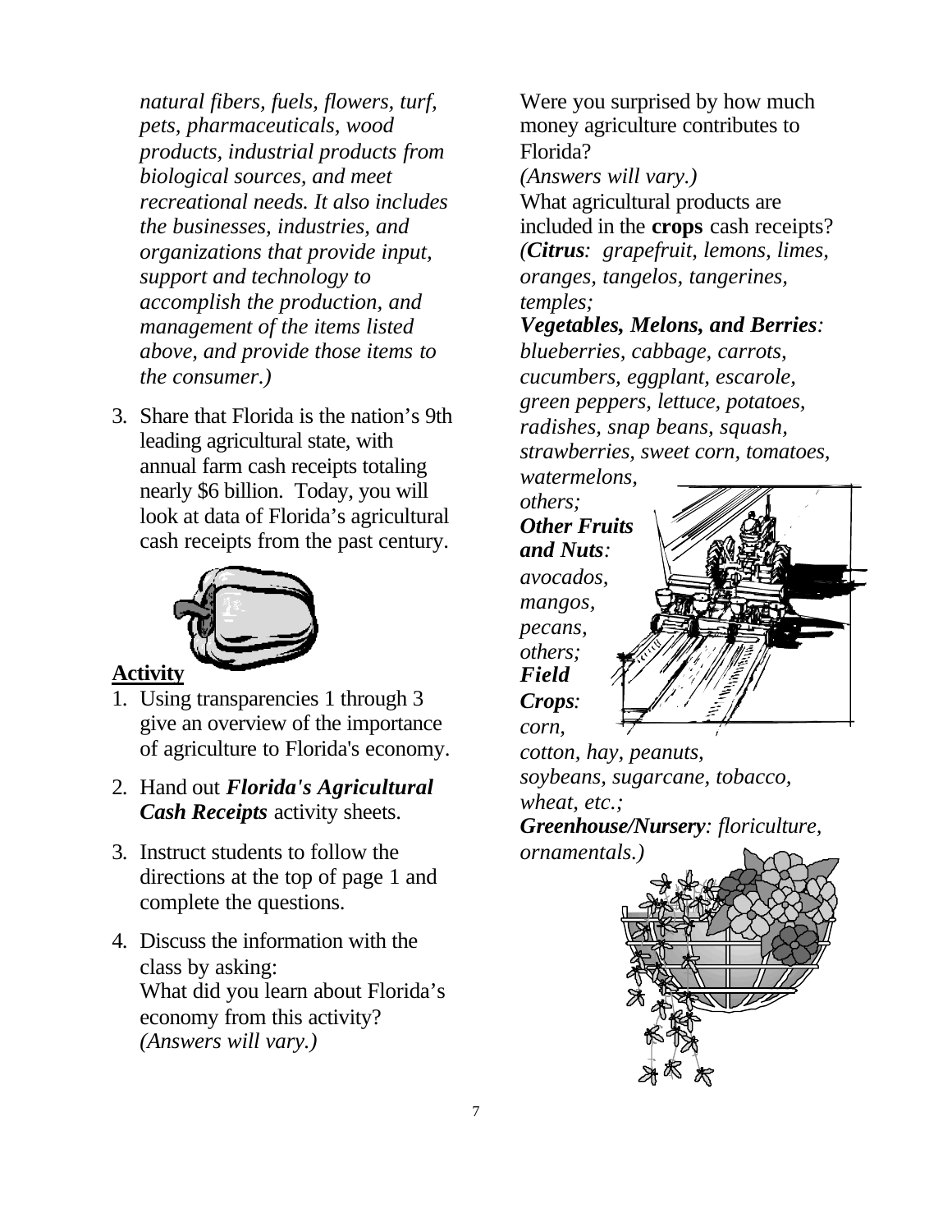*natural fibers, fuels, flowers, turf, pets, pharmaceuticals, wood products, industrial products from biological sources, and meet recreational needs. It also includes the businesses, industries, and organizations that provide input, support and technology to accomplish the production, and management of the items listed above, and provide those items to the consumer.)*

3. Share that Florida is the nation's 9th leading agricultural state, with annual farm cash receipts totaling nearly $6 billion. Today, you will look at data of Florida's agricultural cash receipts from the past century.

**Activity**

1. Using transparencies 1 through 3 give an overview of the importance of agriculture to Florida's economy.
2. Hand out ***Florida's Agricultural Cash Receipts*** activity sheets.
3. Instruct students to follow the directions at the top of page 1 and complete the questions.
4. Discuss the information with the class by asking:
   What did you learn about Florida's economy from this activity?
   *(Answers will vary.)*
   Were you surprised by how much money agriculture contributes to Florida?
   *(Answers will vary.)*
   What agricultural products are included in the **crops** cash receipts?
   *(**Citrus**: grapefruit, lemons, limes, oranges, tangelos, tangerines, temples;*
   ***Vegetables, Melons, and Berries**: blueberries, cabbage, carrots, cucumbers, eggplant, escarole, green peppers, lettuce, potatoes, radishes, snap beans, squash, strawberries, sweet corn, tomatoes, watermelons, others;*
   ***Other Fruits and Nuts**: avocados, mangos, pecans, others;*
   ***Field Crops**: corn, cotton, hay, peanuts, soybeans, sugarcane, tobacco, wheat, etc.;*
   ***Greenhouse/Nursery**: floriculture, ornamentals.)*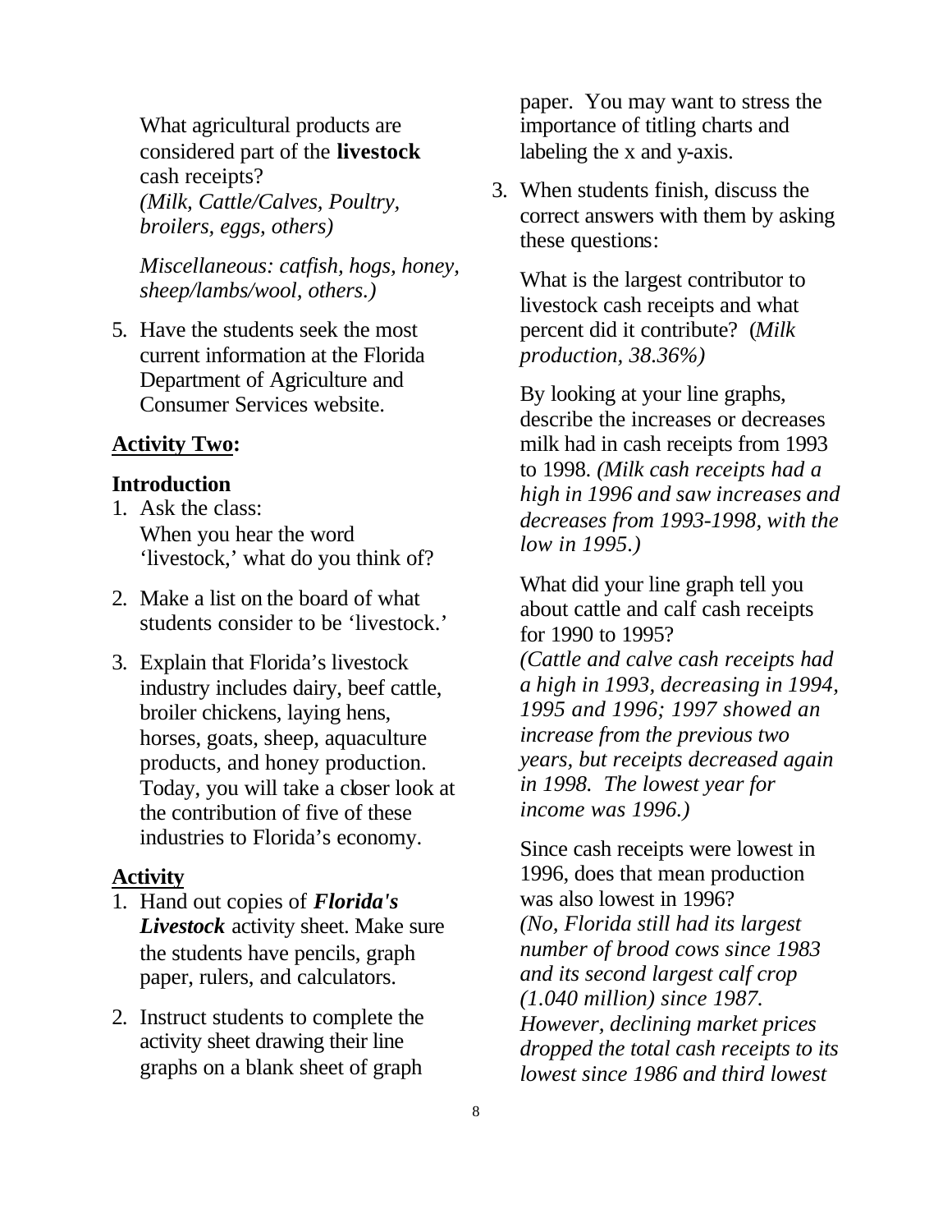What agricultural products are considered part of the **livestock** cash receipts?
*(Milk, Cattle/Calves, Poultry, broilers, eggs, others)*

*Miscellaneous: catfish, hogs, honey, sheep/lambs/wool, others.)*

5. Have the students seek the most current information at the Florida Department of Agriculture and Consumer Services website.

**Activity Two:**

**Introduction**

1. Ask the class:
   When you hear the word 'livestock,' what do you think of?
2. Make a list on the board of what students consider to be 'livestock.'
3. Explain that Florida's livestock industry includes dairy, beef cattle, broiler chickens, laying hens, horses, goats, sheep, aquaculture products, and honey production. Today, you will take a closer look at the contribution of five of these industries to Florida's economy.

**Activity**

1. Hand out copies of ***Florida's Livestock*** activity sheet. Make sure the students have pencils, graph paper, rulers, and calculators.
2. Instruct students to complete the activity sheet drawing their line graphs on a blank sheet of graph paper. You may want to stress the importance of titling charts and labeling the x and y-axis.
3. When students finish, discuss the correct answers with them by asking these questions:

   What is the largest contributor to livestock cash receipts and what percent did it contribute? (*Milk production, 38.36%)*

   By looking at your line graphs, describe the increases or decreases milk had in cash receipts from 1993 to 1998. *(Milk cash receipts had a high in 1996 and saw increases and decreases from 1993-1998, with the low in 1995.)*

   What did your line graph tell you about cattle and calf cash receipts for 1990 to 1995?
   *(Cattle and calve cash receipts had a high in 1993, decreasing in 1994, 1995 and 1996; 1997 showed an increase from the previous two years, but receipts decreased again in 1998. The lowest year for income was 1996.)*

   Since cash receipts were lowest in 1996, does that mean production was also lowest in 1996?
   *(No, Florida still had its largest number of brood cows since 1983 and its second largest calf crop (1.040 million) since 1987. However, declining market prices dropped the total cash receipts to its lowest since 1986 and third lowest*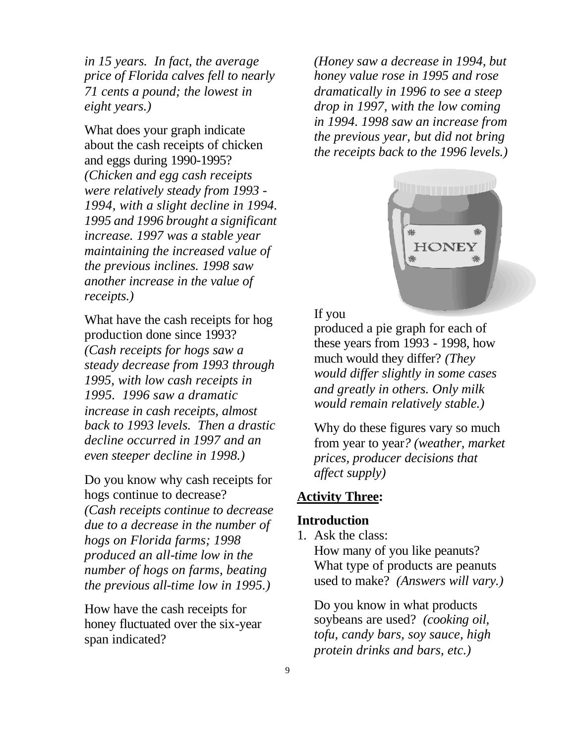*in 15 years. In fact, the average price of Florida calves fell to nearly 71 cents a pound; the lowest in eight years.)*

What does your graph indicate about the cash receipts of chicken and eggs during 1990-1995? *(Chicken and egg cash receipts were relatively steady from 1993 - 1994, with a slight decline in 1994. 1995 and 1996 brought a significant increase. 1997 was a stable year maintaining the increased value of the previous inclines. 1998 saw another increase in the value of receipts.)*

What have the cash receipts for hog production done since 1993? *(Cash receipts for hogs saw a steady decrease from 1993 through 1995, with low cash receipts in 1995. 1996 saw a dramatic increase in cash receipts, almost back to 1993 levels. Then a drastic decline occurred in 1997 and an even steeper decline in 1998.)*

Do you know why cash receipts for hogs continue to decrease? *(Cash receipts continue to decrease due to a decrease in the number of hogs on Florida farms; 1998 produced an all-time low in the number of hogs on farms, beating the previous all-time low in 1995.)*

How have the cash receipts for honey fluctuated over the six-year span indicated? *(Honey saw a decrease in 1994, but honey value rose in 1995 and rose dramatically in 1996 to see a steep drop in 1997, with the low coming in 1994. 1998 saw an increase from the previous year, but did not bring the receipts back to the 1996 levels.)*

If you produced a pie graph for each of these years from 1993 - 1998, how much would they differ? *(They would differ slightly in some cases and greatly in others. Only milk would remain relatively stable.)*

Why do these figures vary so much from year to year? *(weather, market prices, producer decisions that affect supply)*

## **Activity Three:**

### Introduction

1. Ask the class:
   How many of you like peanuts? What type of products are peanuts used to make? *(Answers will vary.)*

   Do you know in what products soybeans are used? *(cooking oil, tofu, candy bars, soy sauce, high protein drinks and bars, etc.)*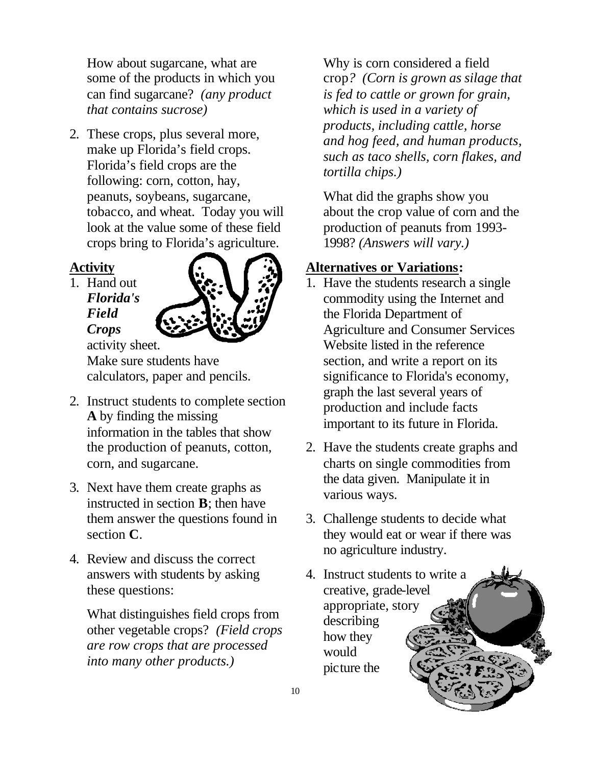How about sugarcane, what are some of the products in which you can find sugarcane? *(any product that contains sucrose)*

2. These crops, plus several more, make up Florida's field crops. Florida's field crops are the following: corn, cotton, hay, peanuts, soybeans, sugarcane, tobacco, and wheat. Today you will look at the value some of these field crops bring to Florida's agriculture.

**Activity**

1. Hand out ***Florida's Field Crops*** activity sheet. Make sure students have calculators, paper and pencils.

2. Instruct students to complete section **A** by finding the missing information in the tables that show the production of peanuts, cotton, corn, and sugarcane.

3. Next have them create graphs as instructed in section **B**; then have them answer the questions found in section **C**.

4. Review and discuss the correct answers with students by asking these questions:

   What distinguishes field crops from other vegetable crops? *(Field crops are row crops that are processed into many other products.)*

   Why is corn considered a field crop? *(Corn is grown as silage that is fed to cattle or grown for grain, which is used in a variety of products, including cattle, horse and hog feed, and human products, such as taco shells, corn flakes, and tortilla chips.)*

   What did the graphs show you about the crop value of corn and the production of peanuts from 1993-1998? *(Answers will vary.)*

**Alternatives or Variations:**

1. Have the students research a single commodity using the Internet and the Florida Department of Agriculture and Consumer Services Website listed in the reference section, and write a report on its significance to Florida's economy, graph the last several years of production and include facts important to its future in Florida.

2. Have the students create graphs and charts on single commodities from the data given. Manipulate it in various ways.

3. Challenge students to decide what they would eat or wear if there was no agriculture industry.

4. Instruct students to write a creative, grade-level appropriate, story describing how they would picture the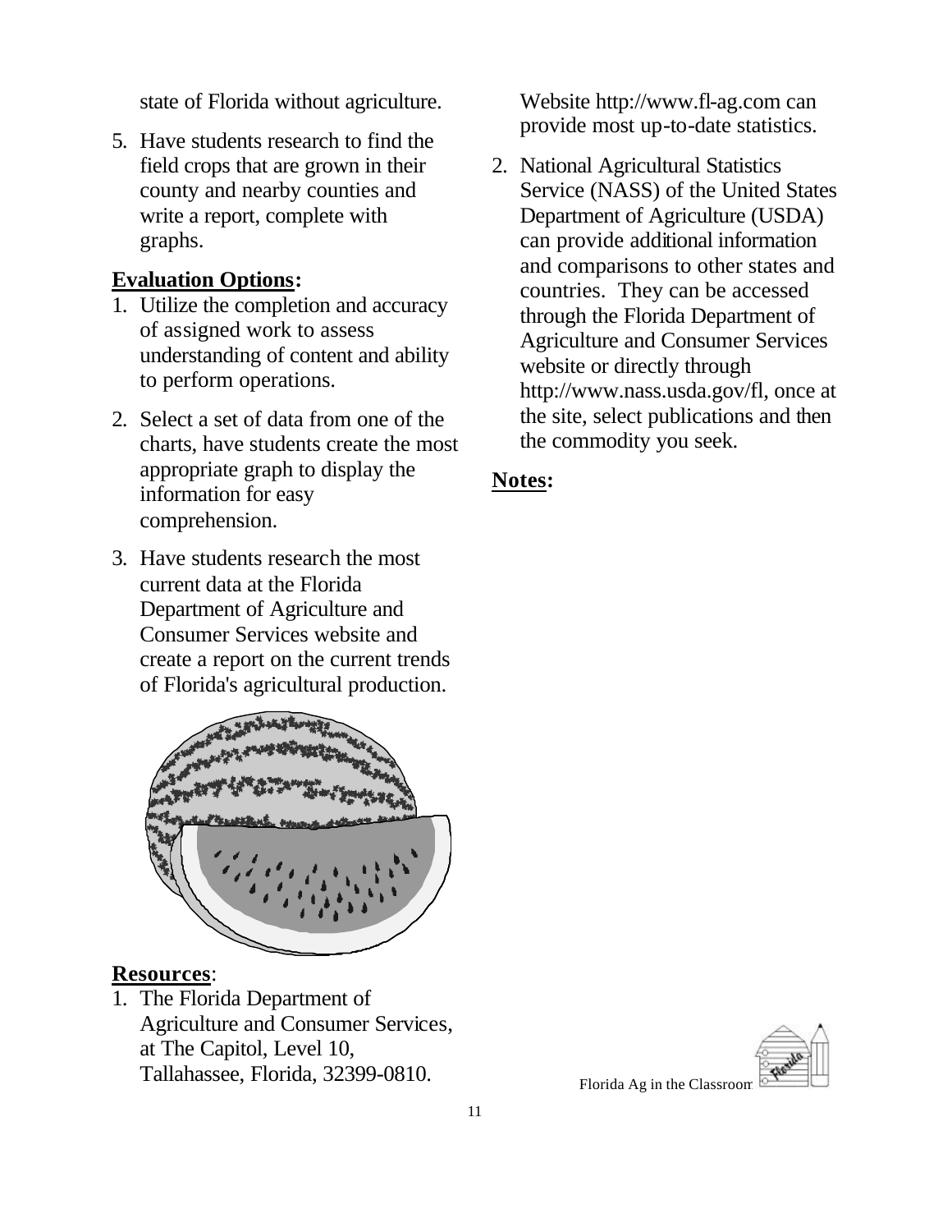state of Florida without agriculture.

5. Have students research to find the field crops that are grown in their county and nearby counties and write a report, complete with graphs.

**Evaluation Options:**

1. Utilize the completion and accuracy of assigned work to assess understanding of content and ability to perform operations.
2. Select a set of data from one of the charts, have students create the most appropriate graph to display the information for easy comprehension.
3. Have students research the most current data at the Florida Department of Agriculture and Consumer Services website and create a report on the current trends of Florida's agricultural production.

**Resources**:

1. The Florida Department of Agriculture and Consumer Services, at The Capitol, Level 10, Tallahassee, Florida, 32399-0810. Website http://www.fl-ag.com can provide most up-to-date statistics.
2. National Agricultural Statistics Service (NASS) of the United States Department of Agriculture (USDA) can provide additional information and comparisons to other states and countries. They can be accessed through the Florida Department of Agriculture and Consumer Services website or directly through http://www.nass.usda.gov/fl, once at the site, select publications and then the commodity you seek.

**Notes:**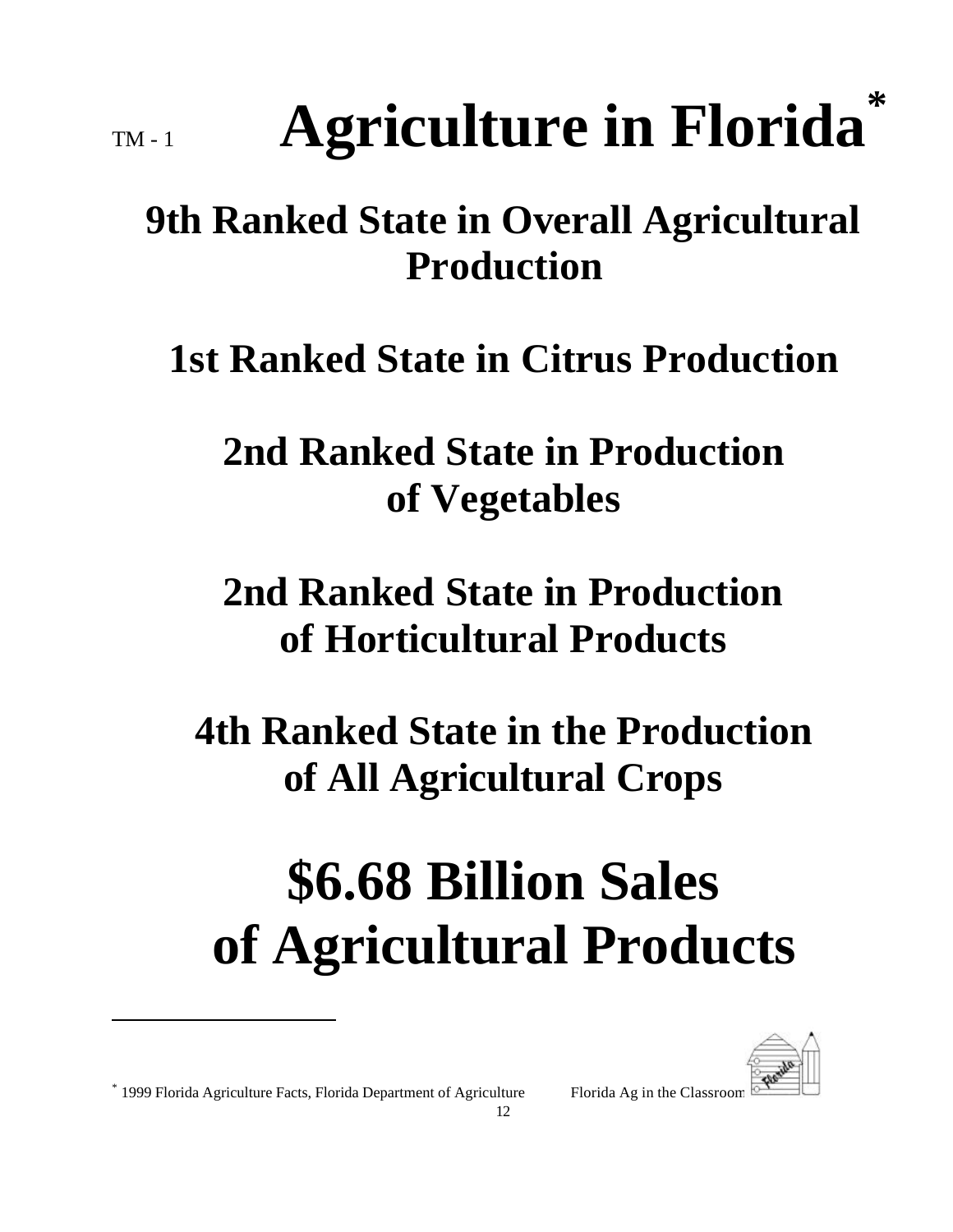TM - 1

# Agriculture in Florida*

## 9th Ranked State in Overall Agricultural Production

## 1st Ranked State in Citrus Production

## 2nd Ranked State in Production of Vegetables

## 2nd Ranked State in Production of Horticultural Products

## 4th Ranked State in the Production of All Agricultural Crops

# $6.68 Billion Sales of Agricultural Products

---

* 1999 Florida Agriculture Facts, Florida Department of Agriculture

Florida Ag in the Classroom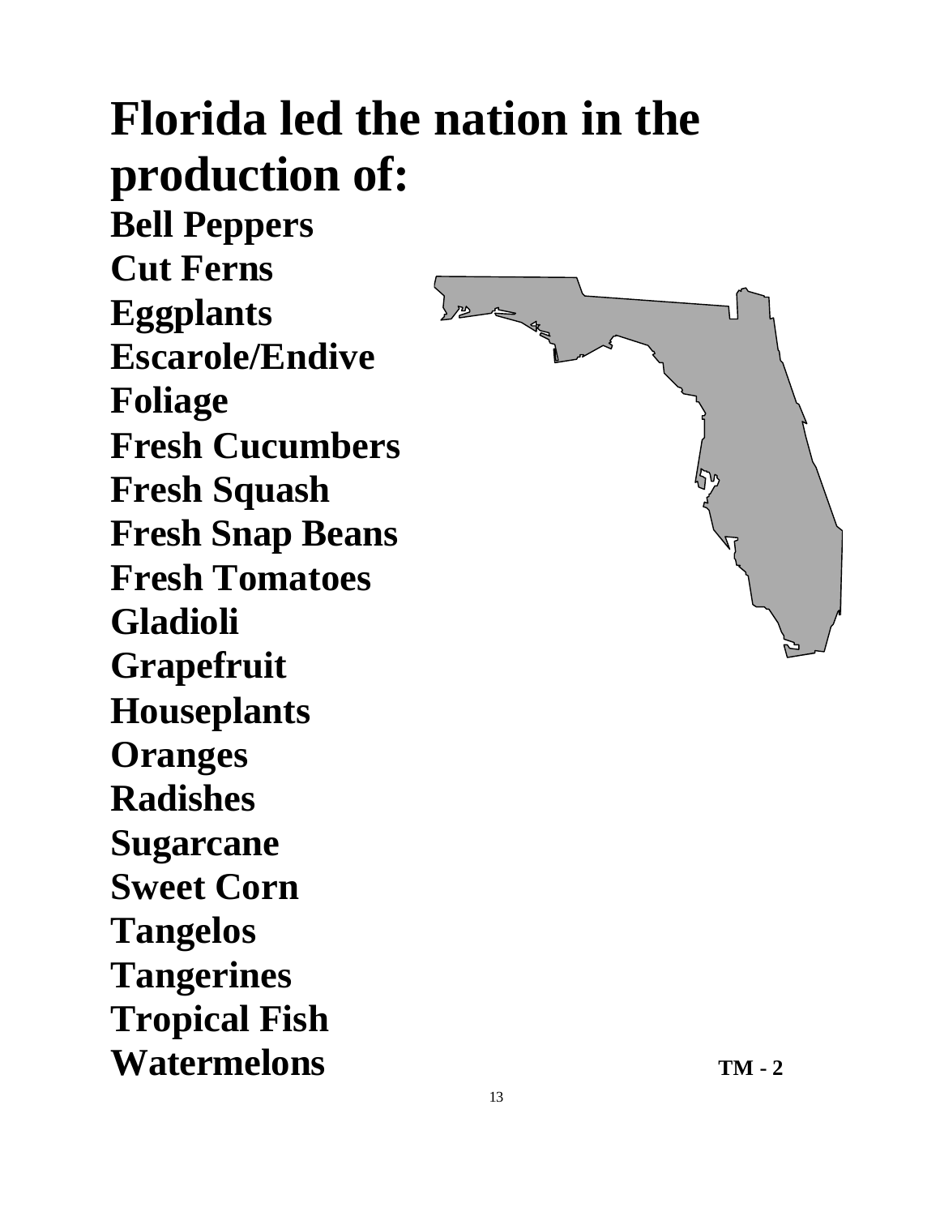# Florida led the nation in the production of:

**Bell Peppers**
**Cut Ferns**
**Eggplants**
**Escarole/Endive**
**Foliage**
**Fresh Cucumbers**
**Fresh Squash**
**Fresh Snap Beans**
**Fresh Tomatoes**
**Gladioli**
**Grapefruit**
**Houseplants**
**Oranges**
**Radishes**
**Sugarcane**
**Sweet Corn**
**Tangelos**
**Tangerines**
**Tropical Fish**
**Watermelons**

**TM - 2**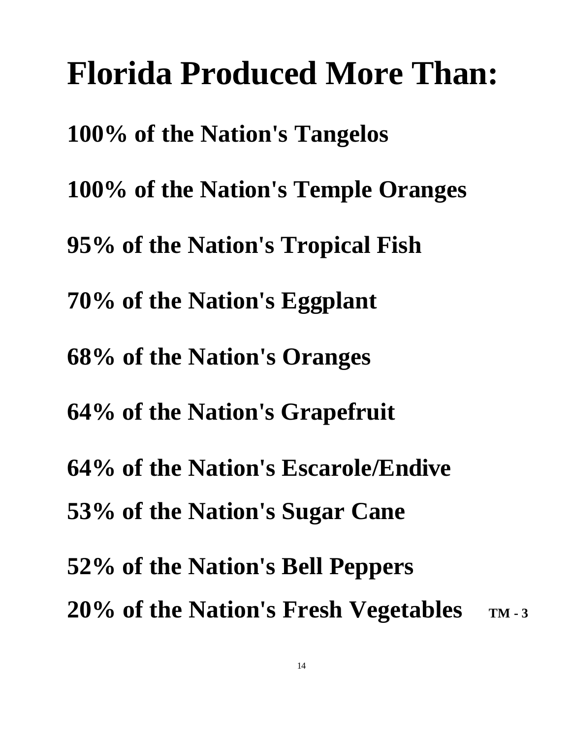# Florida Produced More Than:

**100% of the Nation's Tangelos**

**100% of the Nation's Temple Oranges**

**95% of the Nation's Tropical Fish**

**70% of the Nation's Eggplant**

**68% of the Nation's Oranges**

**64% of the Nation's Grapefruit**

**64% of the Nation's Escarole/Endive**

**53% of the Nation's Sugar Cane**

**52% of the Nation's Bell Peppers**

**20% of the Nation's Fresh Vegetables** **TM - 3**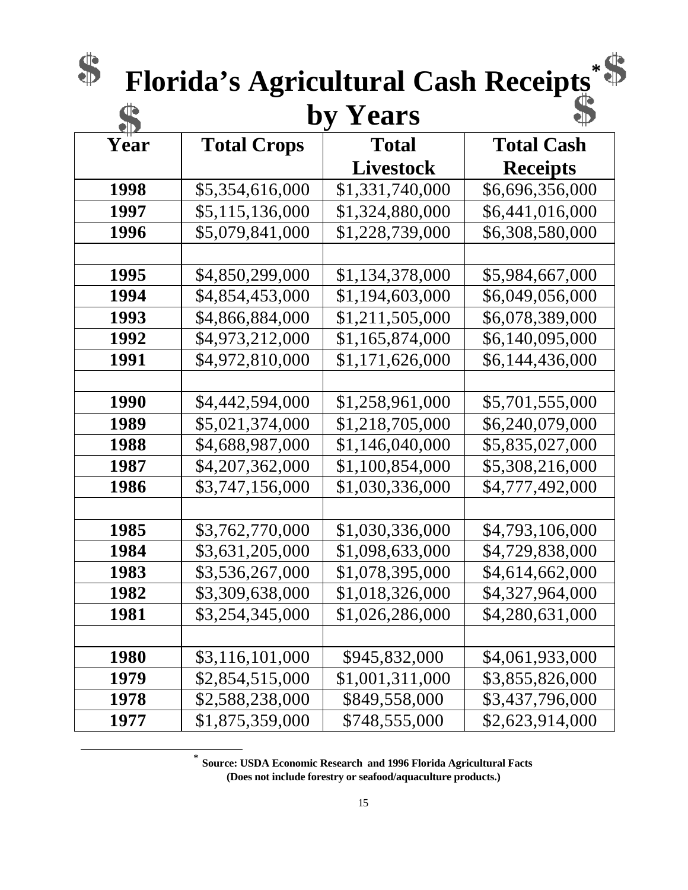# Florida's Agricultural Cash Receipts* by Years

| Year | Total Crops | Total Livestock | Total Cash Receipts |
|---|---|---|---|
| 1998 | $5,354,616,000 | $1,331,740,000 | $6,696,356,000 |
| 1997 | $5,115,136,000 | $1,324,880,000 | $6,441,016,000 |
| 1996 | $5,079,841,000 | $1,228,739,000 | $6,308,580,000 |
| | | | |
| 1995 | $4,850,299,000 | $1,134,378,000 | $5,984,667,000 |
| 1994 | $4,854,453,000 | $1,194,603,000 | $6,049,056,000 |
| 1993 | $4,866,884,000 | $1,211,505,000 | $6,078,389,000 |
| 1992 | $4,973,212,000 | $1,165,874,000 | $6,140,095,000 |
| 1991 | $4,972,810,000 | $1,171,626,000 | $6,144,436,000 |
| | | | |
| 1990 | $4,442,594,000 | $1,258,961,000 | $5,701,555,000 |
| 1989 | $5,021,374,000 | $1,218,705,000 | $6,240,079,000 |
| 1988 | $4,688,987,000 | $1,146,040,000 | $5,835,027,000 |
| 1987 | $4,207,362,000 | $1,100,854,000 | $5,308,216,000 |
| 1986 | $3,747,156,000 | $1,030,336,000 | $4,777,492,000 |
| | | | |
| 1985 | $3,762,770,000 | $1,030,336,000 | $4,793,106,000 |
| 1984 | $3,631,205,000 | $1,098,633,000 | $4,729,838,000 |
| 1983 | $3,536,267,000 | $1,078,395,000 | $4,614,662,000 |
| 1982 | $3,309,638,000 | $1,018,326,000 | $4,327,964,000 |
| 1981 | $3,254,345,000 | $1,026,286,000 | $4,280,631,000 |
| | | | |
| 1980 | $3,116,101,000 | $945,832,000 | $4,061,933,000 |
| 1979 | $2,854,515,000 | $1,001,311,000 | $3,855,826,000 |
| 1978 | $2,588,238,000 | $849,558,000 | $3,437,796,000 |
| 1977 | $1,875,359,000 | $748,555,000 | $2,623,914,000 |

* **Source: USDA Economic Research and 1996 Florida Agricultural Facts**
**(Does not include forestry or seafood/aquaculture products.)**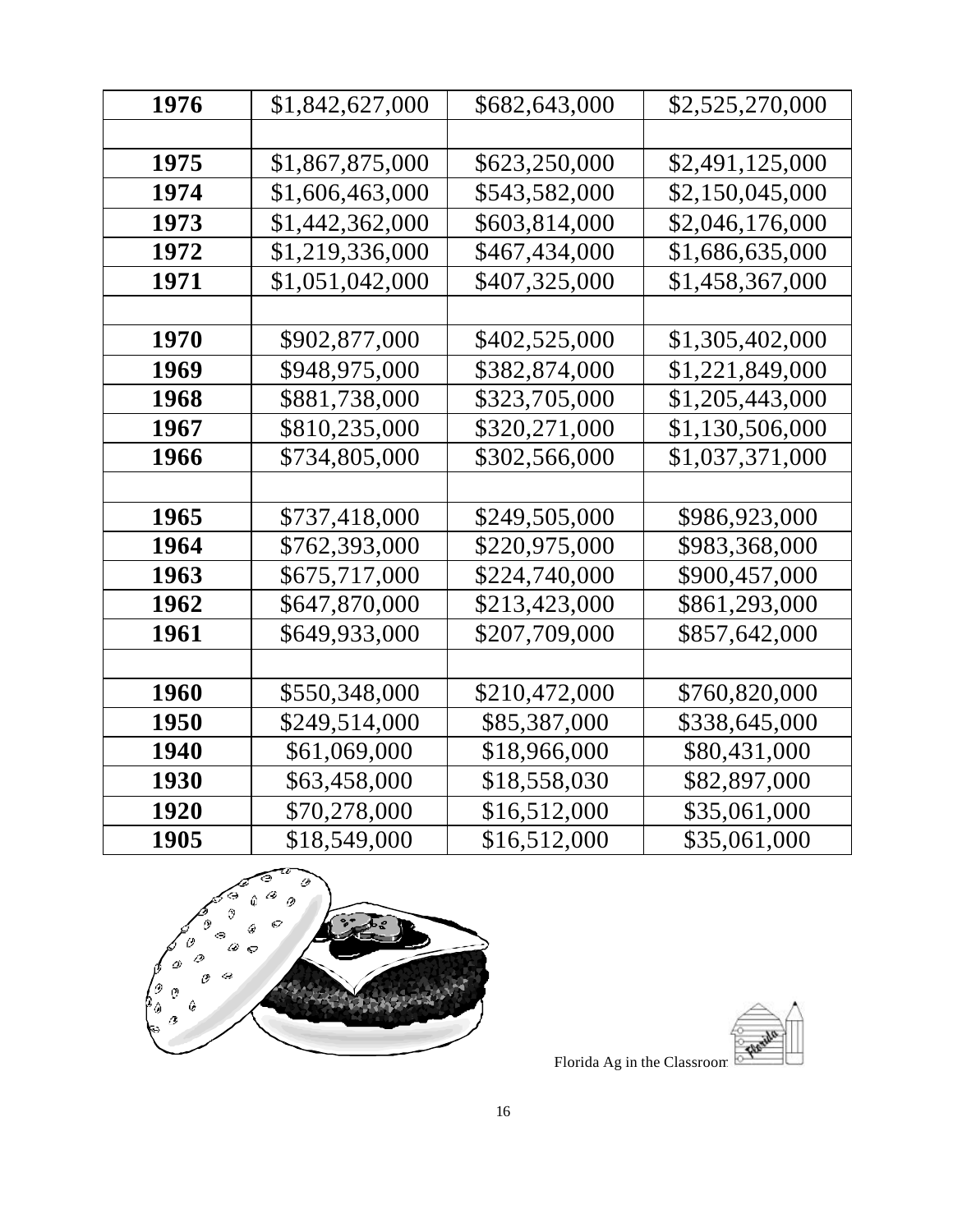| | | | |
|---|---|---|---|
| **1976** | $1,842,627,000 | $682,643,000 | $2,525,270,000 |
| | | | |
| **1975** | $1,867,875,000 | $623,250,000 | $2,491,125,000 |
| **1974** | $1,606,463,000 | $543,582,000 | $2,150,045,000 |
| **1973** | $1,442,362,000 | $603,814,000 | $2,046,176,000 |
| **1972** | $1,219,336,000 | $467,434,000 | $1,686,635,000 |
| **1971** | $1,051,042,000 | $407,325,000 | $1,458,367,000 |
| | | | |
| **1970** | $902,877,000 | $402,525,000 | $1,305,402,000 |
| **1969** | $948,975,000 | $382,874,000 | $1,221,849,000 |
| **1968** | $881,738,000 | $323,705,000 | $1,205,443,000 |
| **1967** | $810,235,000 | $320,271,000 | $1,130,506,000 |
| **1966** | $734,805,000 | $302,566,000 | $1,037,371,000 |
| | | | |
| **1965** | $737,418,000 | $249,505,000 | $986,923,000 |
| **1964** | $762,393,000 | $220,975,000 | $983,368,000 |
| **1963** | $675,717,000 | $224,740,000 | $900,457,000 |
| **1962** | $647,870,000 | $213,423,000 | $861,293,000 |
| **1961** | $649,933,000 | $207,709,000 | $857,642,000 |
| | | | |
| **1960** | $550,348,000 | $210,472,000 | $760,820,000 |
| **1950** | $249,514,000 | $85,387,000 | $338,645,000 |
| **1940** | $61,069,000 | $18,966,000 | $80,431,000 |
| **1930** | $63,458,000 | $18,558,030 | $82,897,000 |
| **1920** | $70,278,000 | $16,512,000 | $35,061,000 |
| **1905** | $18,549,000 | $16,512,000 | $35,061,000 |

Florida Ag in the Classroom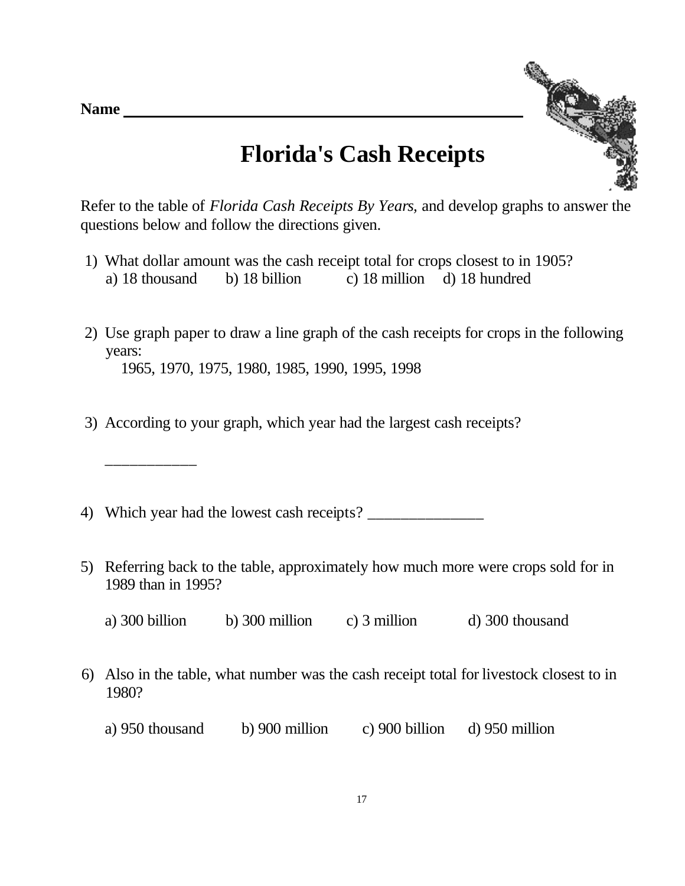Name ______________________________________________

# Florida's Cash Receipts

Refer to the table of *Florida Cash Receipts By Years,* and develop graphs to answer the questions below and follow the directions given.

1) What dollar amount was the cash receipt total for crops closest to in 1905?
   a) 18 thousand  b) 18 billion  c) 18 million  d) 18 hundred

2) Use graph paper to draw a line graph of the cash receipts for crops in the following years:
   1965, 1970, 1975, 1980, 1985, 1990, 1995, 1998

3) According to your graph, which year had the largest cash receipts?

   ___________

4) Which year had the lowest cash receipts? _______________

5) Referring back to the table, approximately how much more were crops sold for in 1989 than in 1995?

   a) 300 billion  b) 300 million  c) 3 million  d) 300 thousand

6) Also in the table, what number was the cash receipt total for livestock closest to in 1980?

   a) 950 thousand  b) 900 million  c) 900 billion  d) 950 million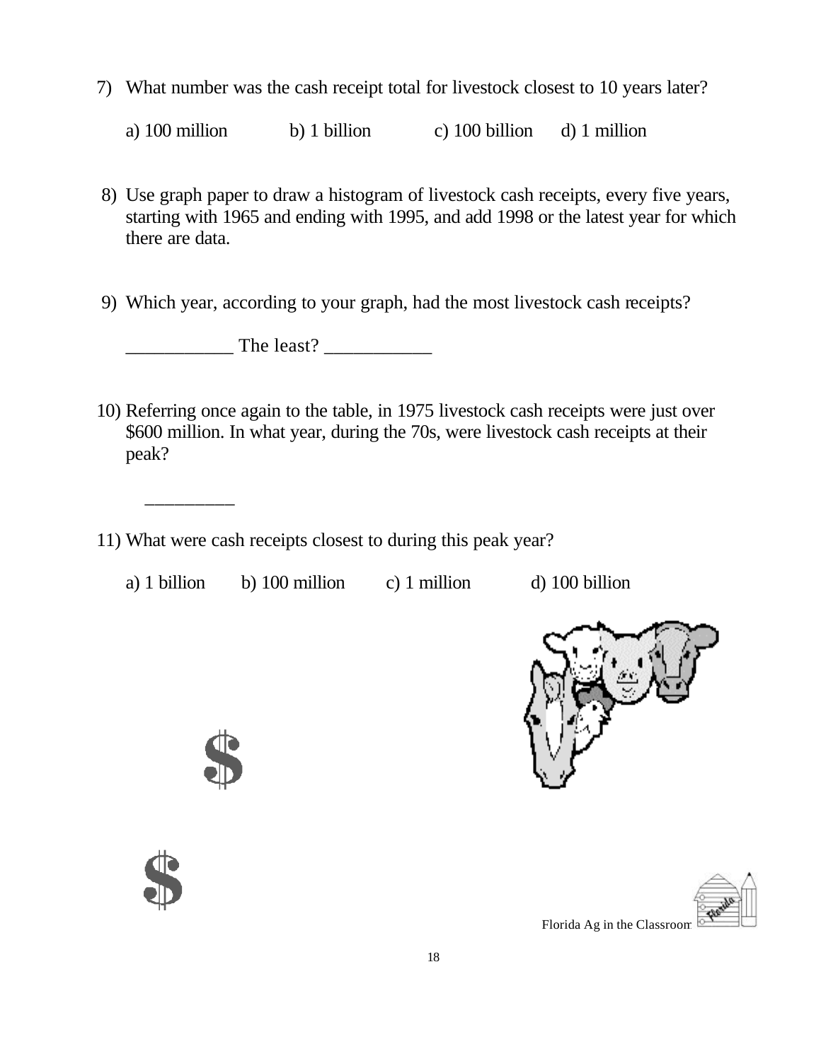7) What number was the cash receipt total for livestock closest to 10 years later?

   a) 100 million b) 1 billion c) 100 billion d) 1 million

8) Use graph paper to draw a histogram of livestock cash receipts, every five years, starting with 1965 and ending with 1995, and add 1998 or the latest year for which there are data.

9) Which year, according to your graph, had the most livestock cash receipts?

   ___________ The least? ___________

10) Referring once again to the table, in 1975 livestock cash receipts were just over $600 million. In what year, during the 70s, were livestock cash receipts at their peak?

    _________

11) What were cash receipts closest to during this peak year?

    a) 1 billion b) 100 million c) 1 million d) 100 billion

Florida Ag in the Classroom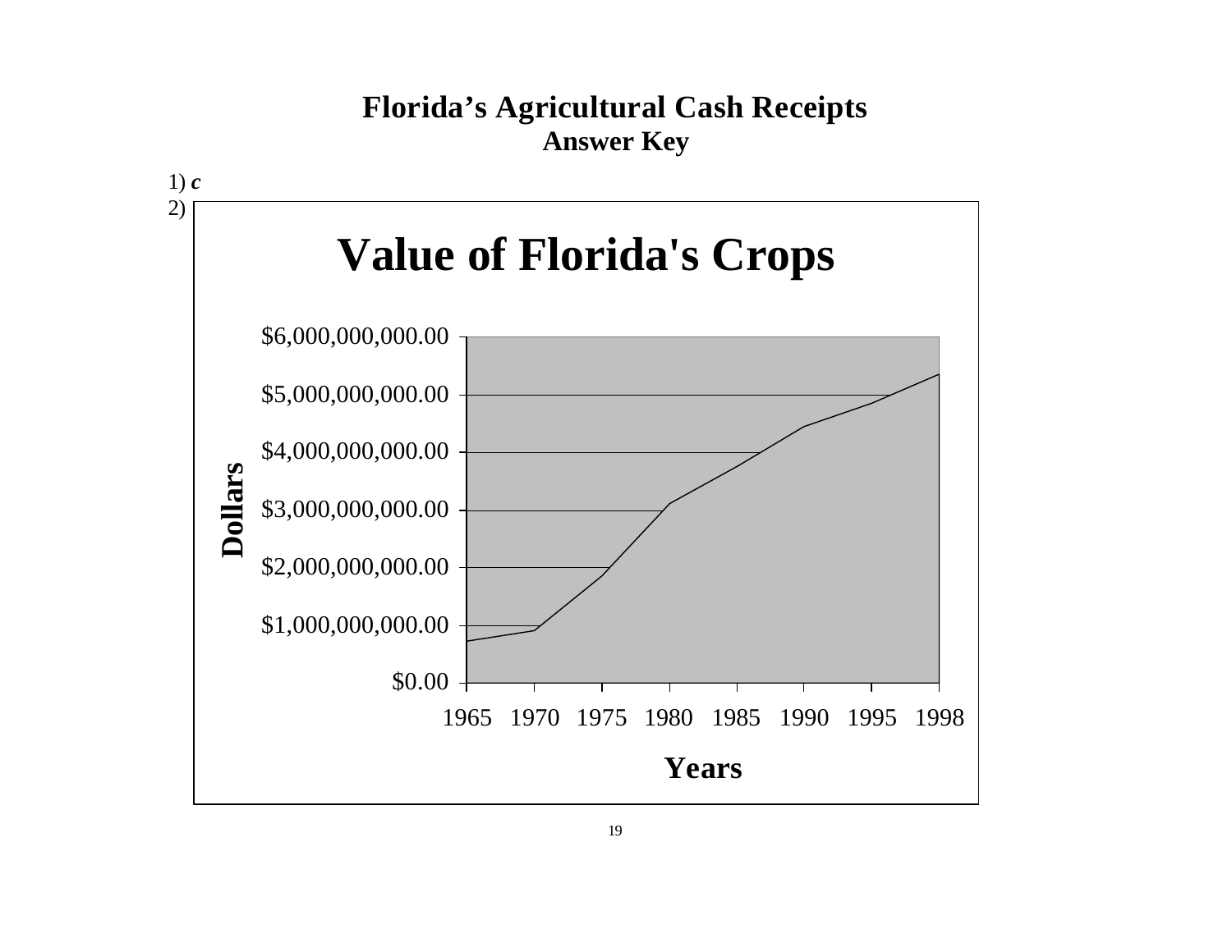# Florida's Agricultural Cash Receipts

## Answer Key

1) ***c***

2)

**Value of Florida's Crops**

Dollars: $0.00, $1,000,000,000.00, $2,000,000,000.00, $3,000,000,000.00, $4,000,000,000.00, $5,000,000,000.00, $6,000,000,000.00

Years: 1965, 1970, 1975, 1980, 1985, 1990, 1995, 1998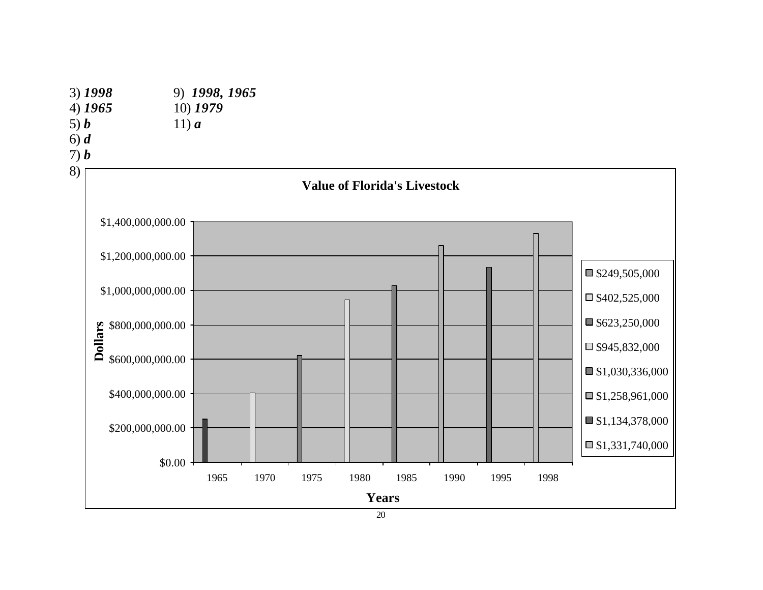3) ***1998***
4) ***1965***
5) ***b***
6) ***d***
7) ***b***
8)

**Value of Florida's Livestock**

| Years | Dollars |
|---|---|
| 1965 | $249,505,000 |
| 1970 | $402,525,000 |
| 1975 | $623,250,000 |
| 1980 | $945,832,000 |
| 1985 | $1,030,336,000 |
| 1990 | $1,258,961,000 |
| 1995 | $1,134,378,000 |
| 1998 | $1,331,740,000 |

9) ***1998, 1965***
10) ***1979***
11) ***a***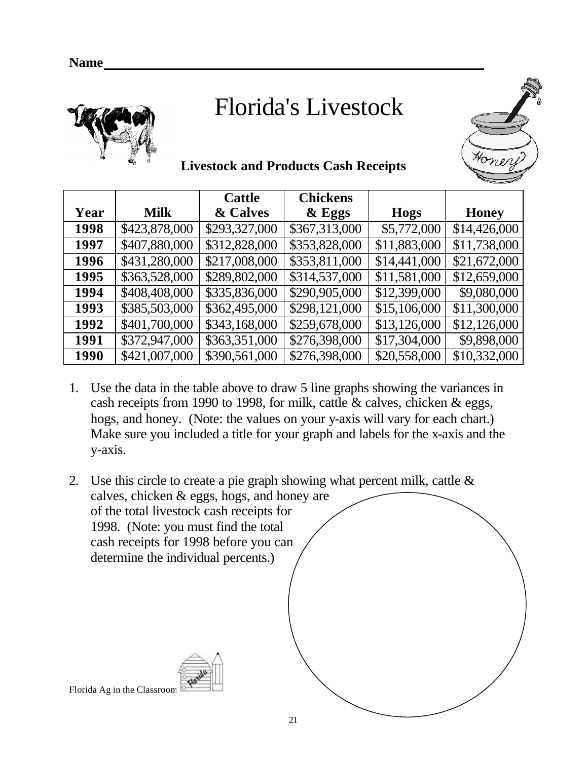Name ______________________________________________

# Florida's Livestock

### Livestock and Products Cash Receipts

| Year | Milk | Cattle & Calves | Chickens & Eggs | Hogs | Honey |
|---|---|---|---|---|---|
| **1998** | $423,878,000 | $293,327,000 | $367,313,000 | $5,772,000 | $14,426,000 |
| **1997** | $407,880,000 | $312,828,000 | $353,828,000 | $11,883,000 | $11,738,000 |
| **1996** | $431,280,000 | $217,008,000 | $353,811,000 | $14,441,000 | $21,672,000 |
| **1995** | $363,528,000 | $289,802,000 | $314,537,000 | $11,581,000 | $12,659,000 |
| **1994** | $408,408,000 | $335,836,000 | $290,905,000 | $12,399,000 | $9,080,000 |
| **1993** | $385,503,000 | $362,495,000 | $298,121,000 | $15,106,000 | $11,300,000 |
| **1992** | $401,700,000 | $343,168,000 | $259,678,000 | $13,126,000 | $12,126,000 |
| **1991** | $372,947,000 | $363,351,000 | $276,398,000 | $17,304,000 | $9,898,000 |
| **1990** | $421,007,000 | $390,561,000 | $276,398,000 | $20,558,000 | $10,332,000 |

1. Use the data in the table above to draw 5 line graphs showing the variances in cash receipts from 1990 to 1998, for milk, cattle & calves, chicken & eggs, hogs, and honey. (Note: the values on your y-axis will vary for each chart.) Make sure you included a title for your graph and labels for the x-axis and the y-axis.

2. Use this circle to create a pie graph showing what percent milk, cattle & calves, chicken & eggs, hogs, and honey are of the total livestock cash receipts for 1998. (Note: you must find the total cash receipts for 1998 before you can determine the individual percents.)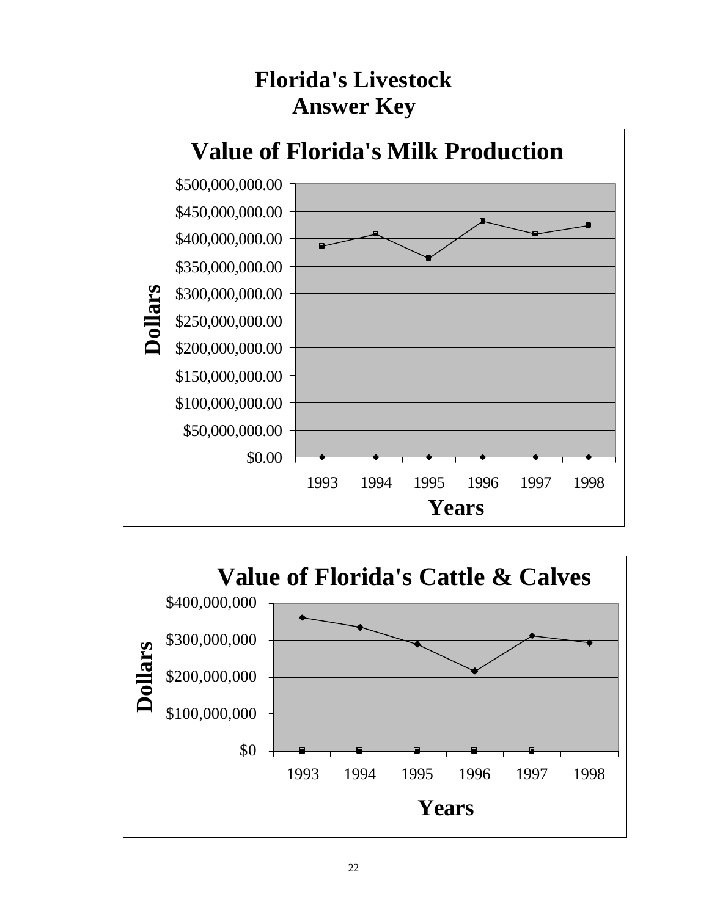# Florida's Livestock
## Answer Key

**Value of Florida's Milk Production**

Dollars: $0.00, $50,000,000.00, $100,000,000.00, $150,000,000.00, $200,000,000.00, $250,000,000.00, $300,000,000.00, $350,000,000.00, $400,000,000.00, $450,000,000.00, $500,000,000.00

Years: 1993, 1994, 1995, 1996, 1997, 1998

**Value of Florida's Cattle & Calves**

Dollars: $0, $100,000,000, $200,000,000, $300,000,000, $400,000,000

Years: 1993, 1994, 1995, 1996, 1997, 1998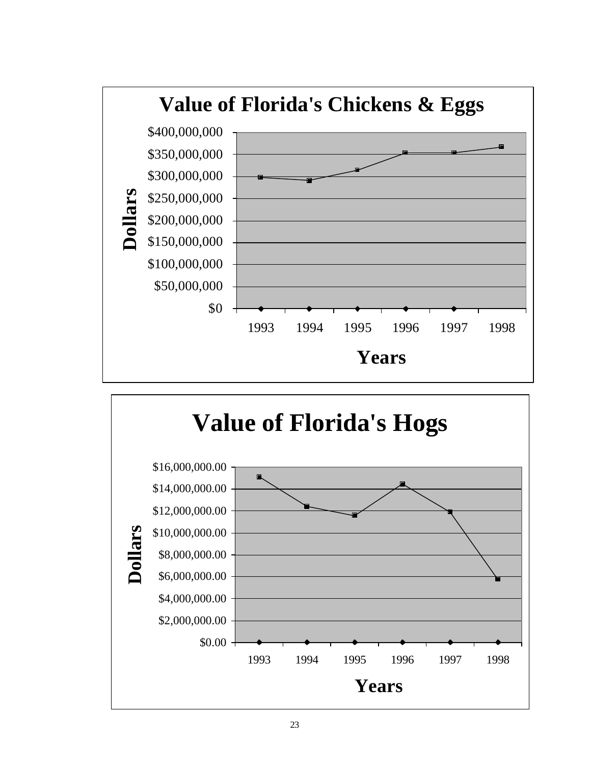**Value of Florida's Chickens & Eggs**

Dollars: $0, $50,000,000, $100,000,000, $150,000,000, $200,000,000, $250,000,000, $300,000,000, $350,000,000, $400,000,000

Years: 1993, 1994, 1995, 1996, 1997, 1998

**Value of Florida's Hogs**

Dollars: $0.00, $2,000,000.00, $4,000,000.00, $6,000,000.00, $8,000,000.00, $10,000,000.00, $12,000,000.00, $14,000,000.00, $16,000,000.00

Years: 1993, 1994, 1995, 1996, 1997, 1998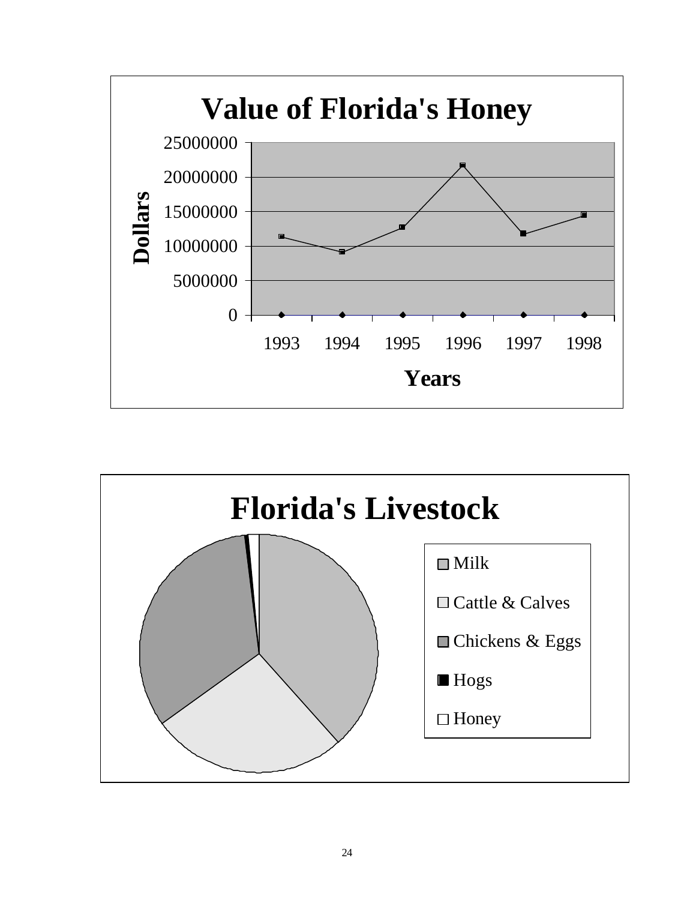# Value of Florida's Honey

Dollars

25000000
20000000
15000000
10000000
5000000
0

1993 1994 1995 1996 1997 1998

Years

# Florida's Livestock

- Milk
- Cattle & Calves
- Chickens & Eggs
- Hogs
- Honey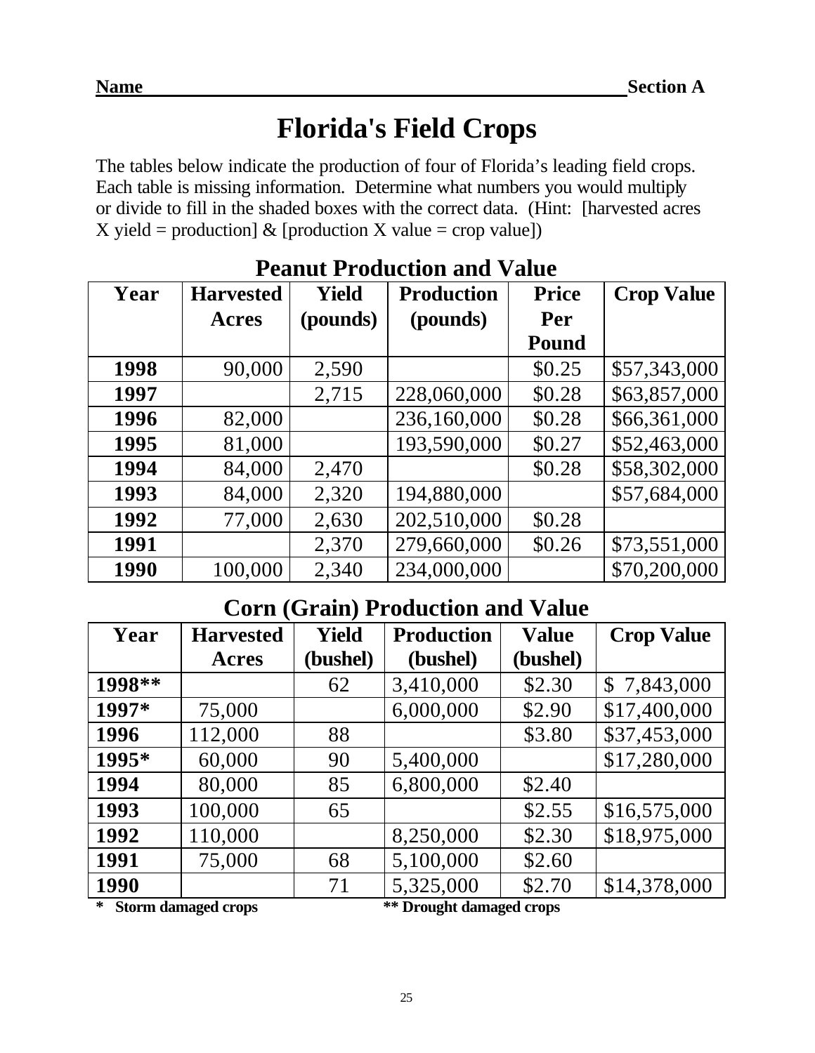**Name\_\_\_\_\_\_\_\_\_\_\_\_\_\_\_\_\_\_\_\_\_\_\_\_\_\_\_\_\_\_\_\_\_\_\_\_\_\_\_\_\_\_\_\_\_\_\_\_\_\_\_\_\_\_ Section A**

# Florida's Field Crops

The tables below indicate the production of four of Florida's leading field crops. Each table is missing information. Determine what numbers you would multiply or divide to fill in the shaded boxes with the correct data. (Hint: [harvested acres X yield = production] & [production X value = crop value])

## Peanut Production and Value

| Year | Harvested Acres | Yield (pounds) | Production (pounds) | Price Per Pound | Crop Value |
|---|---|---|---|---|---|
| 1998 | 90,000 | 2,590 | | $0.25 | $57,343,000 |
| 1997 | | 2,715 | 228,060,000 | $0.28 | $63,857,000 |
| 1996 | 82,000 | | 236,160,000 | $0.28 | $66,361,000 |
| 1995 | 81,000 | | 193,590,000 | $0.27 | $52,463,000 |
| 1994 | 84,000 | 2,470 | | $0.28 | $58,302,000 |
| 1993 | 84,000 | 2,320 | 194,880,000 | | $57,684,000 |
| 1992 | 77,000 | 2,630 | 202,510,000 | $0.28 | |
| 1991 | | 2,370 | 279,660,000 | $0.26 | $73,551,000 |
| 1990 | 100,000 | 2,340 | 234,000,000 | | $70,200,000 |

## Corn (Grain) Production and Value

| Year | Harvested Acres | Yield (bushel) | Production (bushel) | Value (bushel) | Crop Value |
|---|---|---|---|---|---|
| 1998** | | 62 | 3,410,000 | $2.30 | $ 7,843,000 |
| 1997* | 75,000 | | 6,000,000 | $2.90 | $17,400,000 |
| 1996 | 112,000 | 88 | | $3.80 | $37,453,000 |
| 1995* | 60,000 | 90 | 5,400,000 | | $17,280,000 |
| 1994 | 80,000 | 85 | 6,800,000 | $2.40 | |
| 1993 | 100,000 | 65 | | $2.55 | $16,575,000 |
| 1992 | 110,000 | | 8,250,000 | $2.30 | $18,975,000 |
| 1991 | 75,000 | 68 | 5,100,000 | $2.60 | |
| 1990 | | 71 | 5,325,000 | $2.70 | $14,378,000 |

**\* Storm damaged crops** **\*\* Drought damaged crops**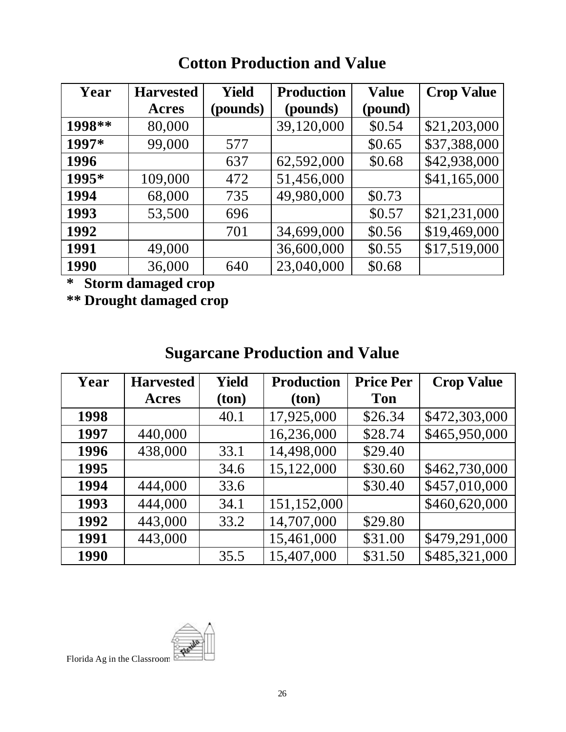## Cotton Production and Value

| Year | Harvested Acres | Yield (pounds) | Production (pounds) | Value (pound) | Crop Value |
|---|---|---|---|---|---|
| **1998**** | 80,000 | | 39,120,000 | $0.54 | $21,203,000 |
| **1997*** | 99,000 | 577 | | $0.65 | $37,388,000 |
| **1996** | | 637 | 62,592,000 | $0.68 | $42,938,000 |
| **1995*** | 109,000 | 472 | 51,456,000 | | $41,165,000 |
| **1994** | 68,000 | 735 | 49,980,000 | $0.73 | |
| **1993** | 53,500 | 696 | | $0.57 | $21,231,000 |
| **1992** | | 701 | 34,699,000 | $0.56 | $19,469,000 |
| **1991** | 49,000 | | 36,600,000 | $0.55 | $17,519,000 |
| **1990** | 36,000 | 640 | 23,040,000 | $0.68 | |

**\* Storm damaged crop**

**** Drought damaged crop**

## Sugarcane Production and Value

| Year | Harvested Acres | Yield (ton) | Production (ton) | Price Per Ton | Crop Value |
|---|---|---|---|---|---|
| **1998** | | 40.1 | 17,925,000 | $26.34 | $472,303,000 |
| **1997** | 440,000 | | 16,236,000 | $28.74 | $465,950,000 |
| **1996** | 438,000 | 33.1 | 14,498,000 | $29.40 | |
| **1995** | | 34.6 | 15,122,000 | $30.60 | $462,730,000 |
| **1994** | 444,000 | 33.6 | | $30.40 | $457,010,000 |
| **1993** | 444,000 | 34.1 | 151,152,000 | | $460,620,000 |
| **1992** | 443,000 | 33.2 | 14,707,000 | $29.80 | |
| **1991** | 443,000 | | 15,461,000 | $31.00 | $479,291,000 |
| **1990** | | 35.5 | 15,407,000 | $31.50 | $485,321,000 |

Florida Ag in the Classroom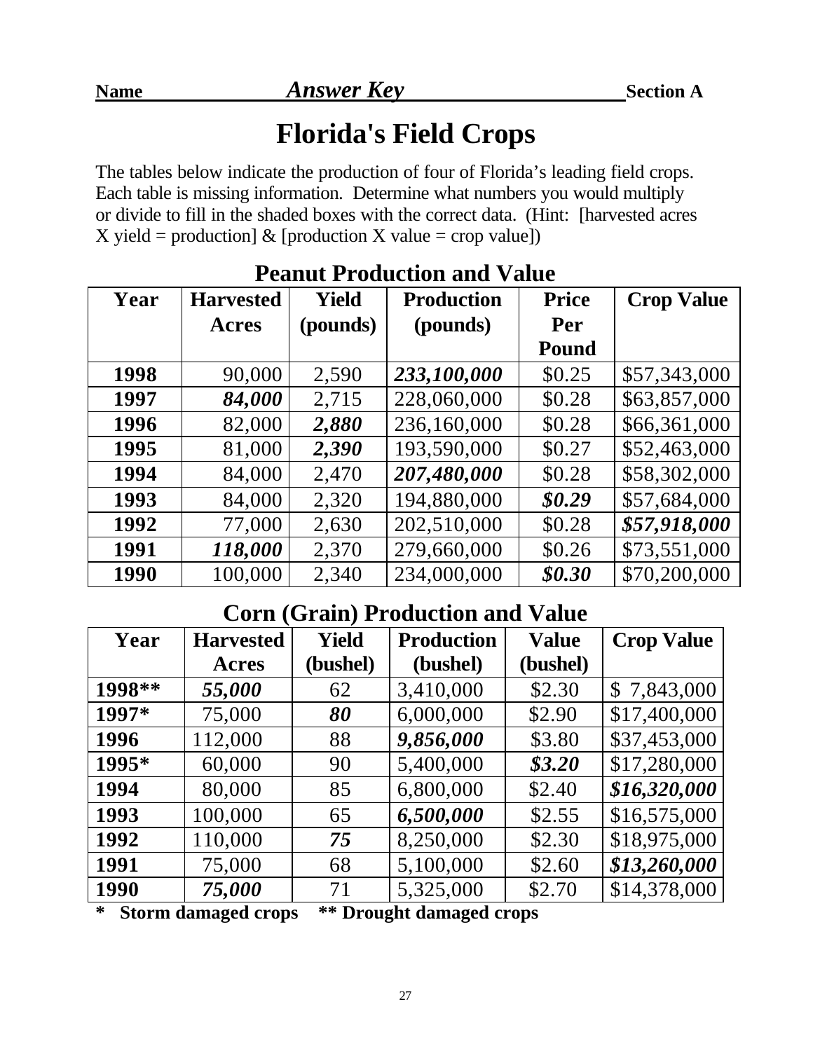**Name** ***Answer Key*** **Section A**

# Florida's Field Crops

The tables below indicate the production of four of Florida's leading field crops. Each table is missing information. Determine what numbers you would multiply or divide to fill in the shaded boxes with the correct data. (Hint: [harvested acres X yield = production] & [production X value = crop value])

## Peanut Production and Value

| Year | Harvested Acres | Yield (pounds) | Production (pounds) | Price Per Pound | Crop Value |
|---|---|---|---|---|---|
| **1998** | 90,000 | 2,590 | ***233,100,000*** | $0.25 | $57,343,000 |
| **1997** | ***84,000*** | 2,715 | 228,060,000 | $0.28 | $63,857,000 |
| **1996** | 82,000 | ***2,880*** | 236,160,000 | $0.28 | $66,361,000 |
| **1995** | 81,000 | ***2,390*** | 193,590,000 | $0.27 | $52,463,000 |
| **1994** | 84,000 | 2,470 | ***207,480,000*** | $0.28 | $58,302,000 |
| **1993** | 84,000 | 2,320 | 194,880,000 | ***$0.29*** | $57,684,000 |
| **1992** | 77,000 | 2,630 | 202,510,000 | $0.28 | ***$57,918,000*** |
| **1991** | ***118,000*** | 2,370 | 279,660,000 | $0.26 | $73,551,000 |
| **1990** | 100,000 | 2,340 | 234,000,000 | ***$0.30*** | $70,200,000 |

## Corn (Grain) Production and Value

| Year | Harvested Acres | Yield (bushel) | Production (bushel) | Value (bushel) | Crop Value |
|---|---|---|---|---|---|
| **1998**** | ***55,000*** | 62 | 3,410,000 | $2.30 | $ 7,843,000 |
| **1997*** | 75,000 | ***80*** | 6,000,000 | $2.90 | $17,400,000 |
| **1996** | 112,000 | 88 | ***9,856,000*** | $3.80 | $37,453,000 |
| **1995*** | 60,000 | 90 | 5,400,000 | ***$3.20*** | $17,280,000 |
| **1994** | 80,000 | 85 | 6,800,000 | $2.40 | ***$16,320,000*** |
| **1993** | 100,000 | 65 | ***6,500,000*** | $2.55 | $16,575,000 |
| **1992** | 110,000 | ***75*** | 8,250,000 | $2.30 | $18,975,000 |
| **1991** | 75,000 | 68 | 5,100,000 | $2.60 | ***$13,260,000*** |
| **1990** | ***75,000*** | 71 | 5,325,000 | $2.70 | $14,378,000 |

**\* Storm damaged crops   \*\* Drought damaged crops**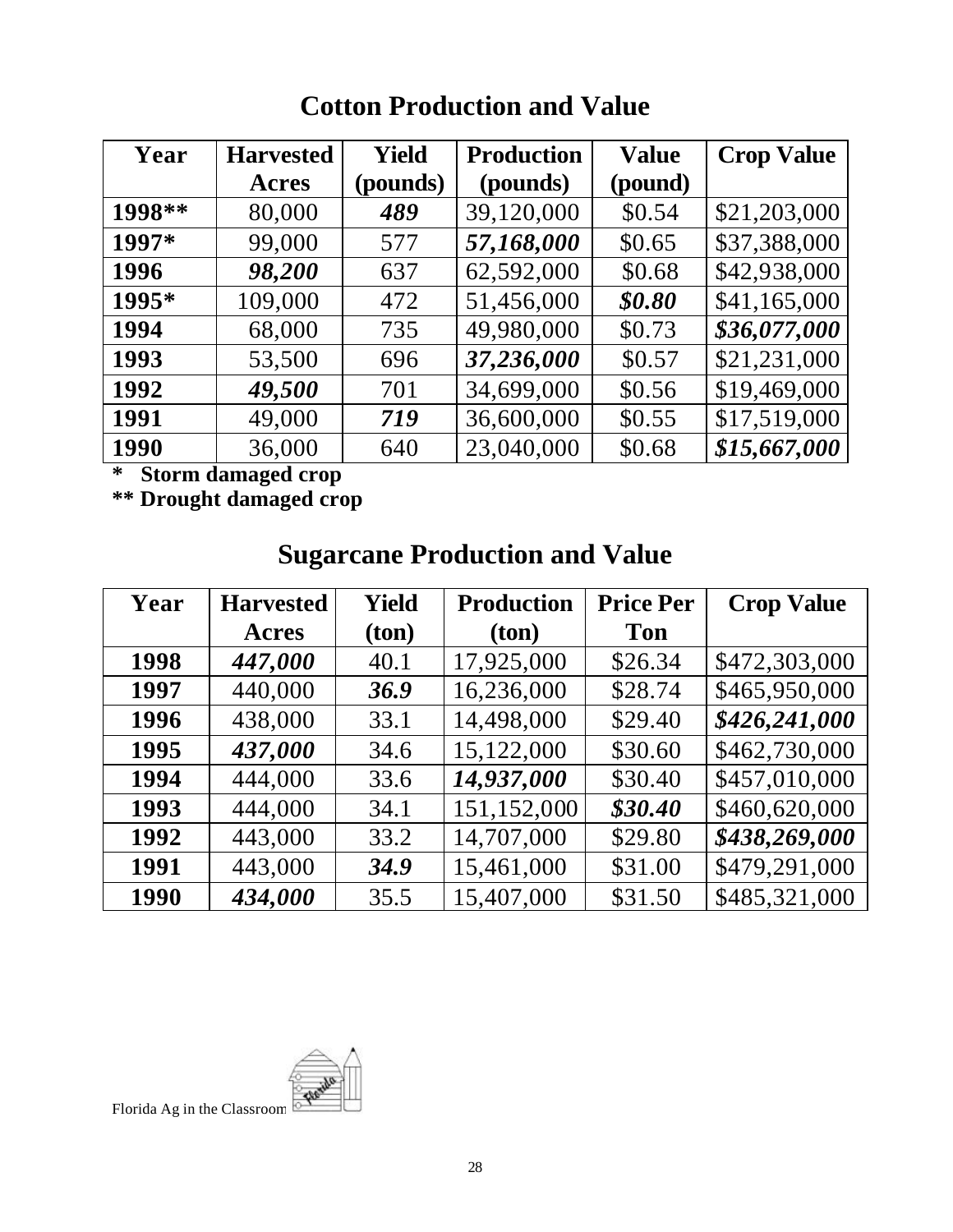## Cotton Production and Value

| Year | Harvested Acres | Yield (pounds) | Production (pounds) | Value (pound) | Crop Value |
|---|---|---|---|---|---|
| **1998**** | 80,000 | ***489*** | 39,120,000 | $0.54 | $21,203,000 |
| **1997*** | 99,000 | 577 | ***57,168,000*** | $0.65 | $37,388,000 |
| **1996** | ***98,200*** | 637 | 62,592,000 | $0.68 | $42,938,000 |
| **1995*** | 109,000 | 472 | 51,456,000 | ***$0.80*** | $41,165,000 |
| **1994** | 68,000 | 735 | 49,980,000 | $0.73 | ***$36,077,000*** |
| **1993** | 53,500 | 696 | ***37,236,000*** | $0.57 | $21,231,000 |
| **1992** | ***49,500*** | 701 | 34,699,000 | $0.56 | $19,469,000 |
| **1991** | 49,000 | ***719*** | 36,600,000 | $0.55 | $17,519,000 |
| **1990** | 36,000 | 640 | 23,040,000 | $0.68 | ***$15,667,000*** |

**\* Storm damaged crop**

**\*\* Drought damaged crop**

## Sugarcane Production and Value

| Year | Harvested Acres | Yield (ton) | Production (ton) | Price Per Ton | Crop Value |
|---|---|---|---|---|---|
| **1998** | ***447,000*** | 40.1 | 17,925,000 | $26.34 | $472,303,000 |
| **1997** | 440,000 | ***36.9*** | 16,236,000 | $28.74 | $465,950,000 |
| **1996** | 438,000 | 33.1 | 14,498,000 | $29.40 | ***$426,241,000*** |
| **1995** | ***437,000*** | 34.6 | 15,122,000 | $30.60 | $462,730,000 |
| **1994** | 444,000 | 33.6 | ***14,937,000*** | $30.40 | $457,010,000 |
| **1993** | 444,000 | 34.1 | 151,152,000 | ***$30.40*** | $460,620,000 |
| **1992** | 443,000 | 33.2 | 14,707,000 | $29.80 | ***$438,269,000*** |
| **1991** | 443,000 | ***34.9*** | 15,461,000 | $31.00 | $479,291,000 |
| **1990** | ***434,000*** | 35.5 | 15,407,000 | $31.50 | $485,321,000 |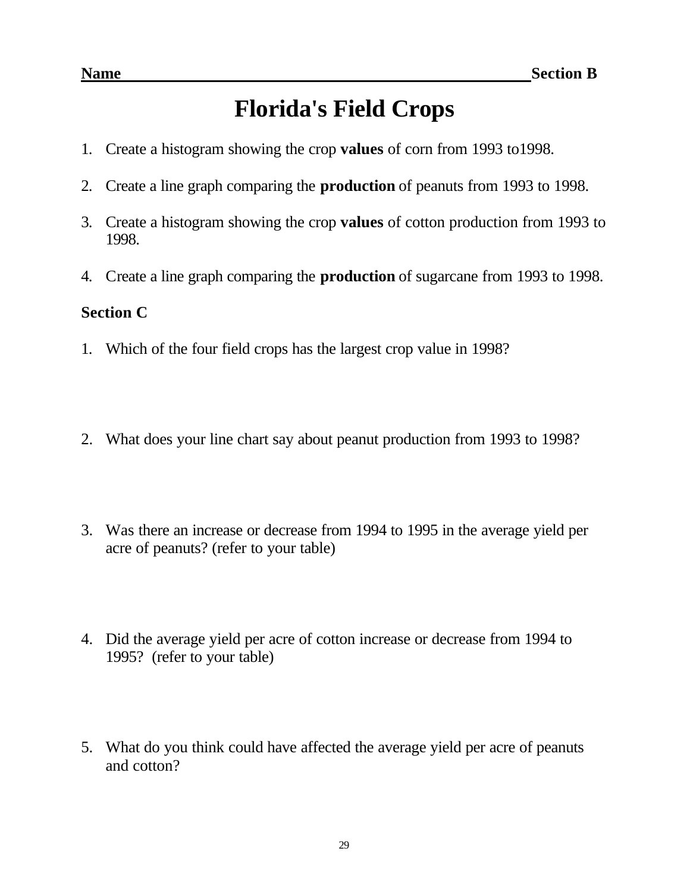**Name** ______________________________________________ **Section B**

# Florida's Field Crops

1. Create a histogram showing the crop **values** of corn from 1993 to1998.

2. Create a line graph comparing the **production** of peanuts from 1993 to 1998.

3. Create a histogram showing the crop **values** of cotton production from 1993 to 1998.

4. Create a line graph comparing the **production** of sugarcane from 1993 to 1998.

**Section C**

1. Which of the four field crops has the largest crop value in 1998?

2. What does your line chart say about peanut production from 1993 to 1998?

3. Was there an increase or decrease from 1994 to 1995 in the average yield per acre of peanuts? (refer to your table)

4. Did the average yield per acre of cotton increase or decrease from 1994 to 1995? (refer to your table)

5. What do you think could have affected the average yield per acre of peanuts and cotton?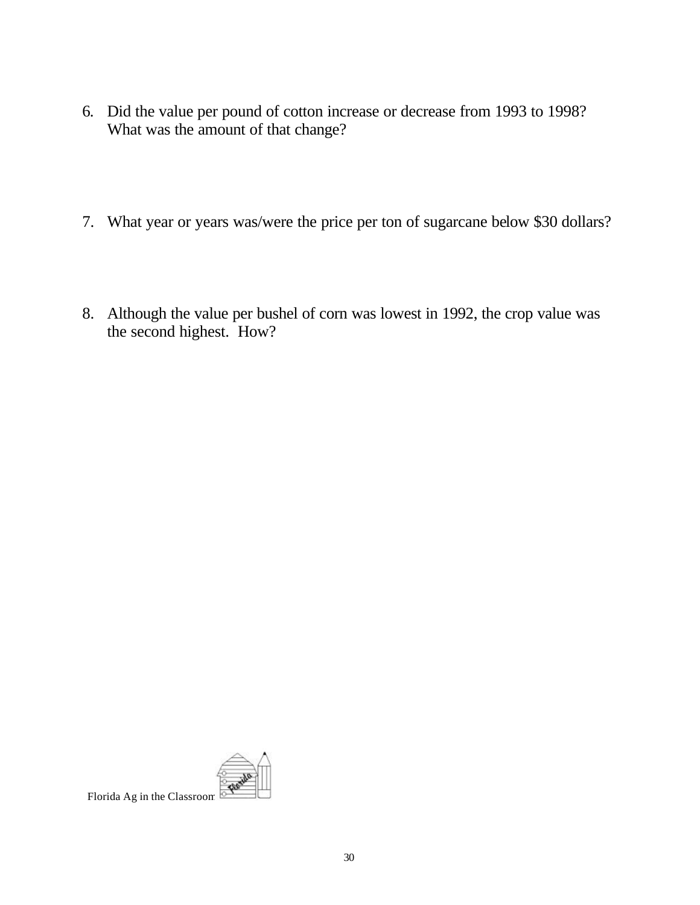6. Did the value per pound of cotton increase or decrease from 1993 to 1998? What was the amount of that change?

7. What year or years was/were the price per ton of sugarcane below $30 dollars?

8. Although the value per bushel of corn was lowest in 1992, the crop value was the second highest. How?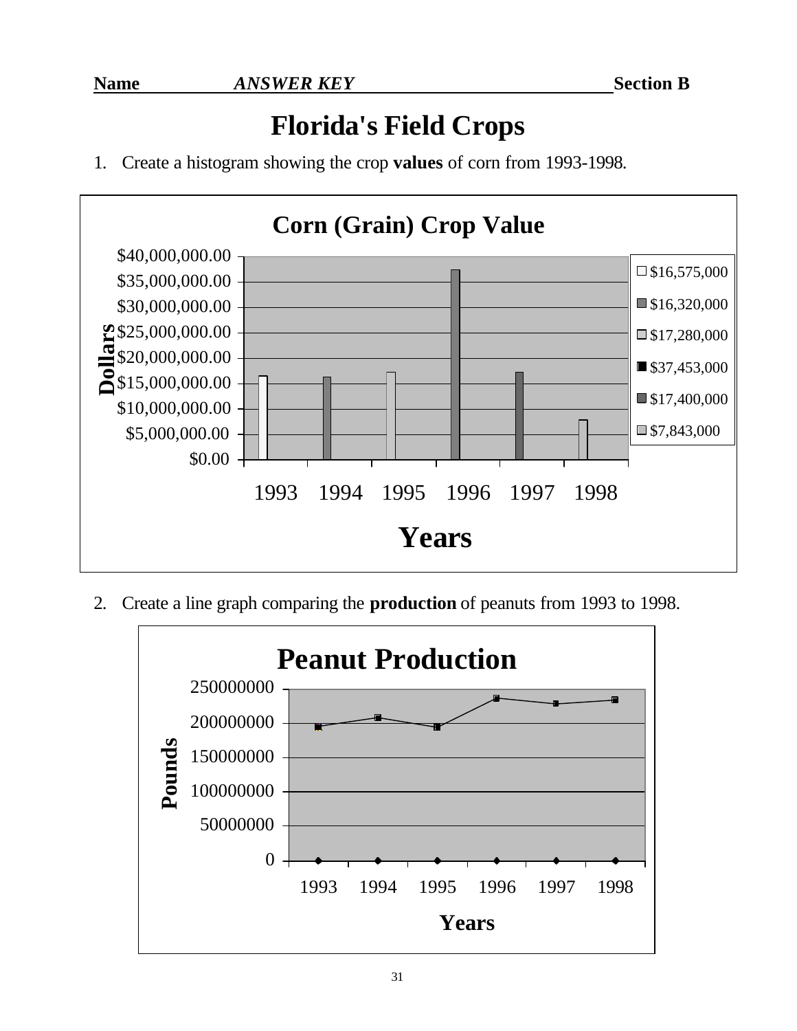**Name** ***ANSWER KEY*** **Section B**

# Florida's Field Crops

1. Create a histogram showing the crop **values** of corn from 1993-1998.

**Corn (Grain) Crop Value**

| Years | Dollars |
|---|---|
| 1993 | $16,575,000 |
| 1994 | $16,320,000 |
| 1995 | $17,280,000 |
| 1996 | $37,453,000 |
| 1997 | $17,400,000 |
| 1998 | $7,843,000 |

2. Create a line graph comparing the **production** of peanuts from 1993 to 1998.

**Peanut Production**

(Line graph: Pounds vs. Years, 1993–1998; y-axis 0 to 250000000)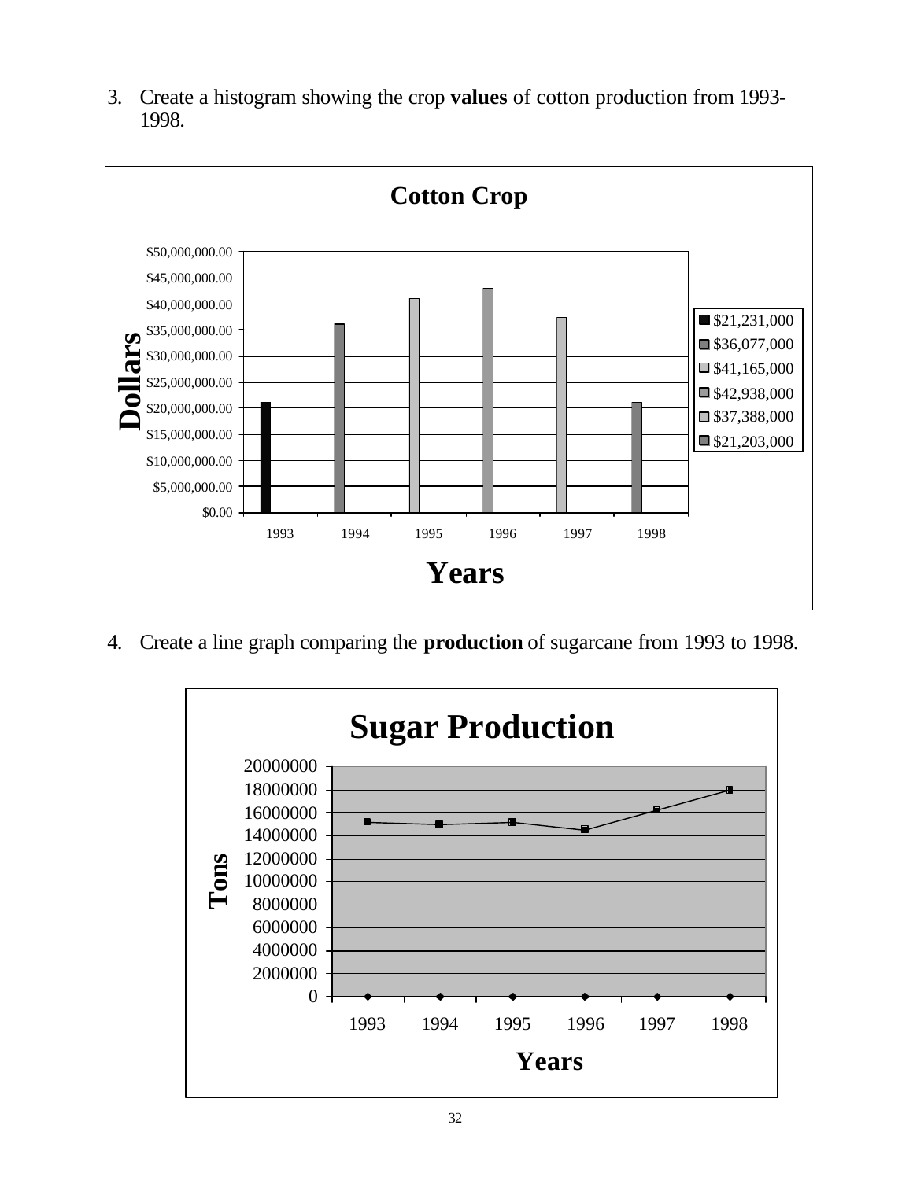3. Create a histogram showing the crop **values** of cotton production from 1993-1998.

**Cotton Crop**

| Years | Dollars |
|---|---|
| 1993 | $21,231,000 |
| 1994 | $36,077,000 |
| 1995 | $41,165,000 |
| 1996 | $42,938,000 |
| 1997 | $37,388,000 |
| 1998 | $21,203,000 |

4. Create a line graph comparing the **production** of sugarcane from 1993 to 1998.

**Sugar Production**

Tons (y-axis: 0 to 20000000); Years (x-axis): 1993, 1994, 1995, 1996, 1997, 1998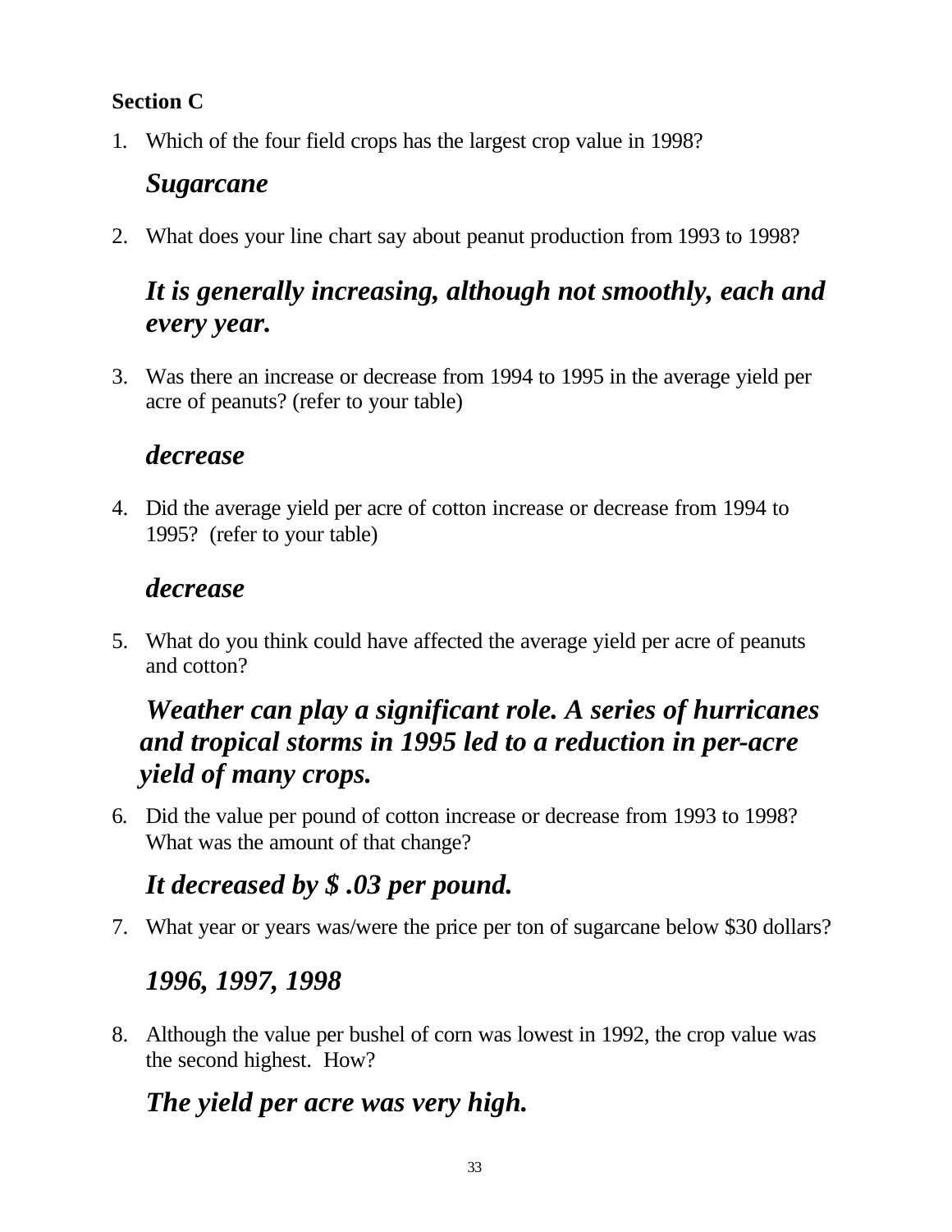**Section C**

1. Which of the four field crops has the largest crop value in 1998?

   ***Sugarcane***

2. What does your line chart say about peanut production from 1993 to 1998?

   ***It is generally increasing, although not smoothly, each and every year.***

3. Was there an increase or decrease from 1994 to 1995 in the average yield per acre of peanuts? (refer to your table)

   ***decrease***

4. Did the average yield per acre of cotton increase or decrease from 1994 to 1995? (refer to your table)

   ***decrease***

5. What do you think could have affected the average yield per acre of peanuts and cotton?

   ***Weather can play a significant role. A series of hurricanes and tropical storms in 1995 led to a reduction in per-acre yield of many crops.***

6. Did the value per pound of cotton increase or decrease from 1993 to 1998? What was the amount of that change?

   ***It decreased by $ .03 per pound.***

7. What year or years was/were the price per ton of sugarcane below $30 dollars?

   ***1996, 1997, 1998***

8. Although the value per bushel of corn was lowest in 1992, the crop value was the second highest. How?

   ***The yield per acre was very high.***